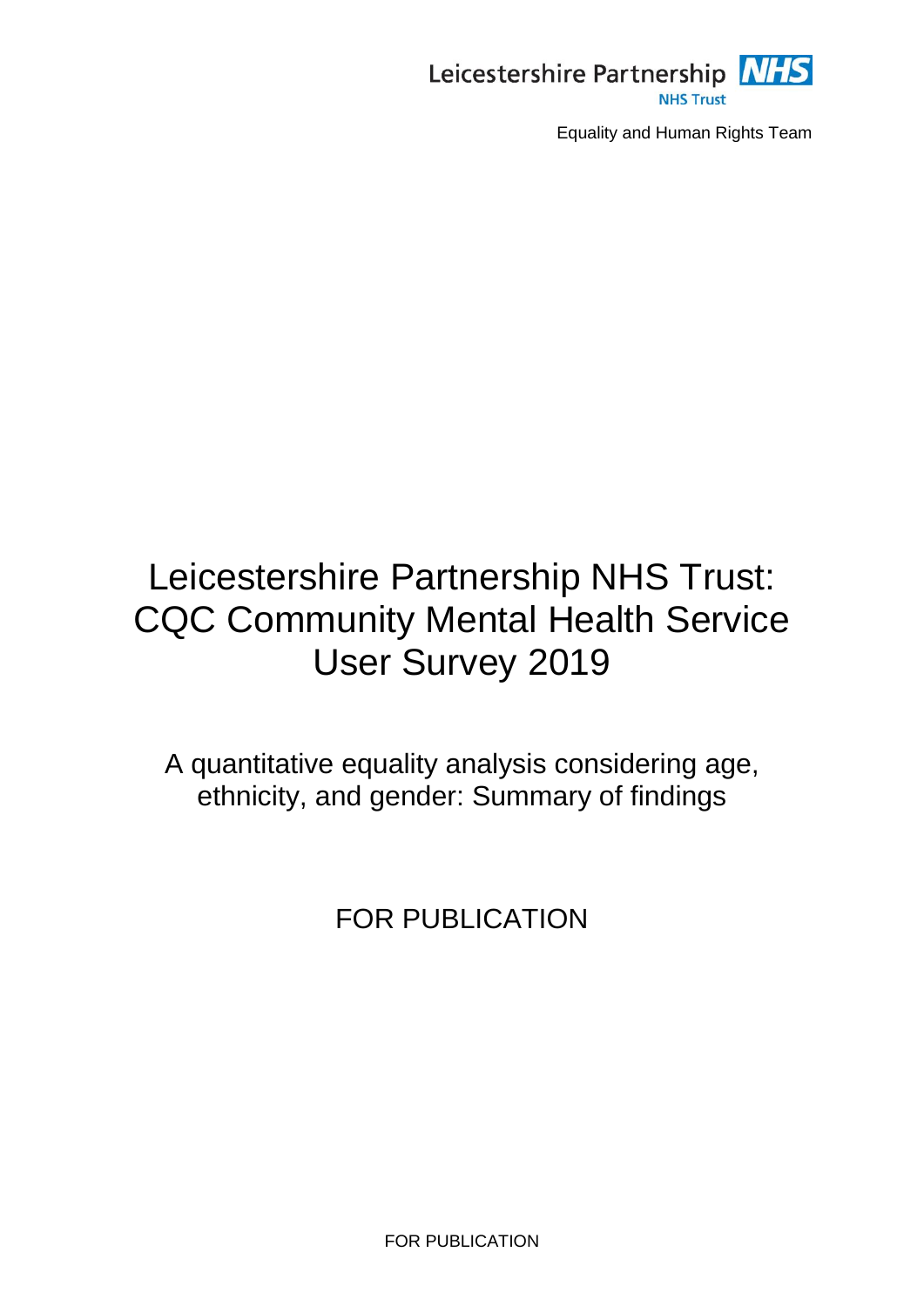Leicestershire Partnership NHS Trust

Equality and Human Rights Team

# Leicestershire Partnership NHS Trust: CQC Community Mental Health Service User Survey 2019

A quantitative equality analysis considering age, ethnicity, and gender: Summary of findings

FOR PUBLICATION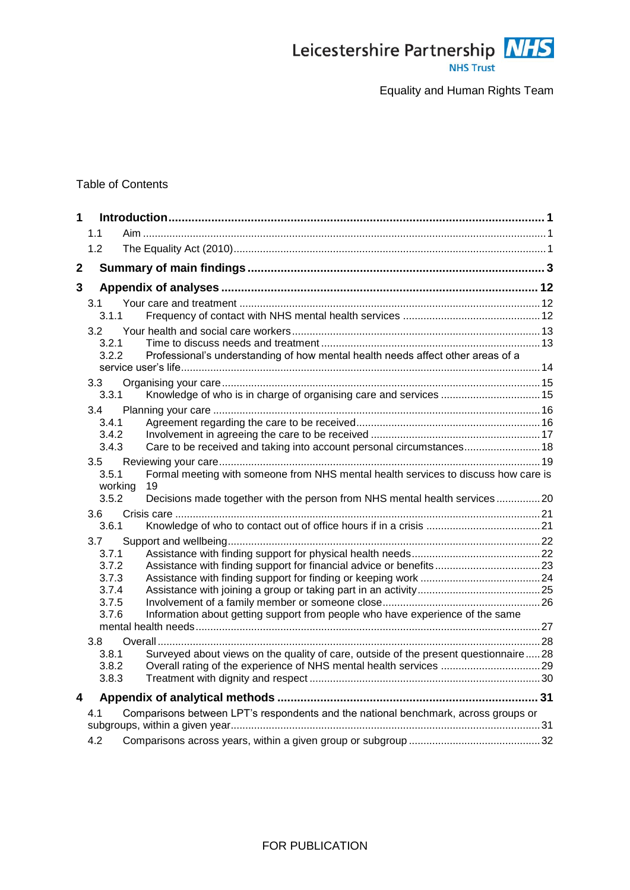Equality and Human Rights Team

Table of Contents

- **1 Introduction** ... 1
  - 1.1 Aim ... 1
  - 1.2 The Equality Act (2010) ... 1
- **2 Summary of main findings** ... 3
- **3 Appendix of analyses** ... 12
  - 3.1 Your care and treatment ... 12
    - 3.1.1 Frequency of contact with NHS mental health services ... 12
  - 3.2 Your health and social care workers ... 13
    - 3.2.1 Time to discuss needs and treatment ... 13
    - 3.2.2 Professional's understanding of how mental health needs affect other areas of a service user's life ... 14
  - 3.3 Organising your care ... 15
    - 3.3.1 Knowledge of who is in charge of organising care and services ... 15
  - 3.4 Planning your care ... 16
    - 3.4.1 Agreement regarding the care to be received ... 16
    - 3.4.2 Involvement in agreeing the care to be received ... 17
    - 3.4.3 Care to be received and taking into account personal circumstances ... 18
  - 3.5 Reviewing your care ... 19
    - 3.5.1 Formal meeting with someone from NHS mental health services to discuss how care is working ... 19
    - 3.5.2 Decisions made together with the person from NHS mental health services ... 20
  - 3.6 Crisis care ... 21
    - 3.6.1 Knowledge of who to contact out of office hours if in a crisis ... 21
  - 3.7 Support and wellbeing ... 22
    - 3.7.1 Assistance with finding support for physical health needs ... 22
    - 3.7.2 Assistance with finding support for financial advice or benefits ... 23
    - 3.7.3 Assistance with finding support for finding or keeping work ... 24
    - 3.7.4 Assistance with joining a group or taking part in an activity ... 25
    - 3.7.5 Involvement of a family member or someone close ... 26
    - 3.7.6 Information about getting support from people who have experience of the same mental health needs ... 27
  - 3.8 Overall ... 28
    - 3.8.1 Surveyed about views on the quality of care, outside of the present questionnaire ... 28
    - 3.8.2 Overall rating of the experience of NHS mental health services ... 29
    - 3.8.3 Treatment with dignity and respect ... 30
- **4 Appendix of analytical methods** ... 31
  - 4.1 Comparisons between LPT's respondents and the national benchmark, across groups or subgroups, within a given year ... 31
  - 4.2 Comparisons across years, within a given group or subgroup ... 32

FOR PUBLICATION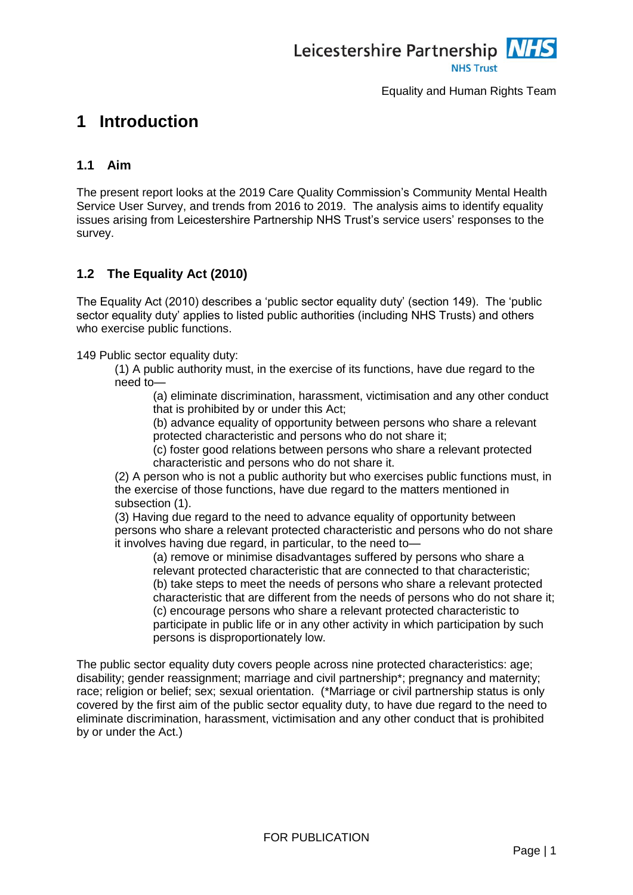# 1 Introduction

## 1.1 Aim

The present report looks at the 2019 Care Quality Commission's Community Mental Health Service User Survey, and trends from 2016 to 2019. The analysis aims to identify equality issues arising from Leicestershire Partnership NHS Trust's service users' responses to the survey.

## 1.2 The Equality Act (2010)

The Equality Act (2010) describes a 'public sector equality duty' (section 149). The 'public sector equality duty' applies to listed public authorities (including NHS Trusts) and others who exercise public functions.

149 Public sector equality duty:

> (1) A public authority must, in the exercise of its functions, have due regard to the need to—
>
> > (a) eliminate discrimination, harassment, victimisation and any other conduct that is prohibited by or under this Act;
> >
> > (b) advance equality of opportunity between persons who share a relevant protected characteristic and persons who do not share it;
> >
> > (c) foster good relations between persons who share a relevant protected characteristic and persons who do not share it.
>
> (2) A person who is not a public authority but who exercises public functions must, in the exercise of those functions, have due regard to the matters mentioned in subsection (1).
>
> (3) Having due regard to the need to advance equality of opportunity between persons who share a relevant protected characteristic and persons who do not share it involves having due regard, in particular, to the need to—
>
> > (a) remove or minimise disadvantages suffered by persons who share a relevant protected characteristic that are connected to that characteristic;
> >
> > (b) take steps to meet the needs of persons who share a relevant protected characteristic that are different from the needs of persons who do not share it;
> >
> > (c) encourage persons who share a relevant protected characteristic to participate in public life or in any other activity in which participation by such persons is disproportionately low.

The public sector equality duty covers people across nine protected characteristics: age; disability; gender reassignment; marriage and civil partnership*; pregnancy and maternity; race; religion or belief; sex; sexual orientation. (*Marriage or civil partnership status is only covered by the first aim of the public sector equality duty, to have due regard to the need to eliminate discrimination, harassment, victimisation and any other conduct that is prohibited by or under the Act.)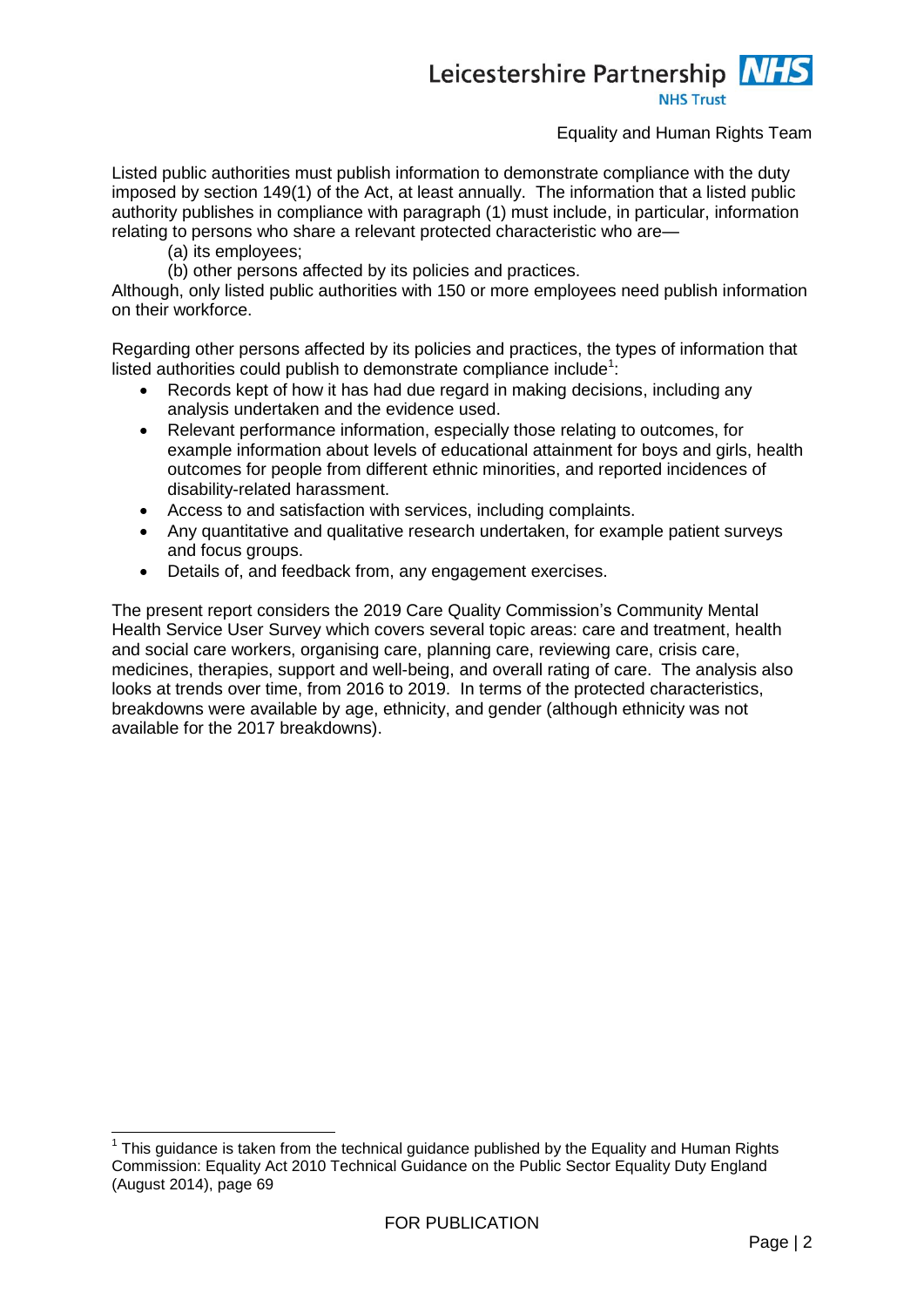Listed public authorities must publish information to demonstrate compliance with the duty imposed by section 149(1) of the Act, at least annually. The information that a listed public authority publishes in compliance with paragraph (1) must include, in particular, information relating to persons who share a relevant protected characteristic who are—

(a) its employees;

(b) other persons affected by its policies and practices.

Although, only listed public authorities with 150 or more employees need publish information on their workforce.

Regarding other persons affected by its policies and practices, the types of information that listed authorities could publish to demonstrate compliance include[1]:

- Records kept of how it has had due regard in making decisions, including any analysis undertaken and the evidence used.
- Relevant performance information, especially those relating to outcomes, for example information about levels of educational attainment for boys and girls, health outcomes for people from different ethnic minorities, and reported incidences of disability-related harassment.
- Access to and satisfaction with services, including complaints.
- Any quantitative and qualitative research undertaken, for example patient surveys and focus groups.
- Details of, and feedback from, any engagement exercises.

The present report considers the 2019 Care Quality Commission's Community Mental Health Service User Survey which covers several topic areas: care and treatment, health and social care workers, organising care, planning care, reviewing care, crisis care, medicines, therapies, support and well-being, and overall rating of care. The analysis also looks at trends over time, from 2016 to 2019. In terms of the protected characteristics, breakdowns were available by age, ethnicity, and gender (although ethnicity was not available for the 2017 breakdowns).

[1] This guidance is taken from the technical guidance published by the Equality and Human Rights Commission: Equality Act 2010 Technical Guidance on the Public Sector Equality Duty England (August 2014), page 69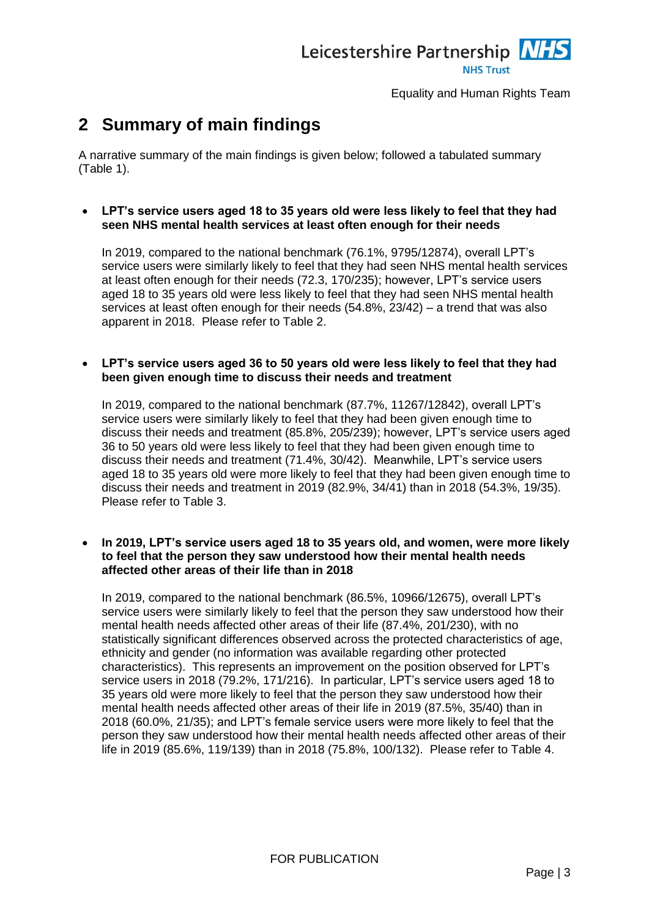# 2 Summary of main findings

A narrative summary of the main findings is given below; followed a tabulated summary (Table 1).

- **LPT's service users aged 18 to 35 years old were less likely to feel that they had seen NHS mental health services at least often enough for their needs**

  In 2019, compared to the national benchmark (76.1%, 9795/12874), overall LPT's service users were similarly likely to feel that they had seen NHS mental health services at least often enough for their needs (72.3, 170/235); however, LPT's service users aged 18 to 35 years old were less likely to feel that they had seen NHS mental health services at least often enough for their needs (54.8%, 23/42) – a trend that was also apparent in 2018. Please refer to Table 2.

- **LPT's service users aged 36 to 50 years old were less likely to feel that they had been given enough time to discuss their needs and treatment**

  In 2019, compared to the national benchmark (87.7%, 11267/12842), overall LPT's service users were similarly likely to feel that they had been given enough time to discuss their needs and treatment (85.8%, 205/239); however, LPT's service users aged 36 to 50 years old were less likely to feel that they had been given enough time to discuss their needs and treatment (71.4%, 30/42). Meanwhile, LPT's service users aged 18 to 35 years old were more likely to feel that they had been given enough time to discuss their needs and treatment in 2019 (82.9%, 34/41) than in 2018 (54.3%, 19/35). Please refer to Table 3.

- **In 2019, LPT's service users aged 18 to 35 years old, and women, were more likely to feel that the person they saw understood how their mental health needs affected other areas of their life than in 2018**

  In 2019, compared to the national benchmark (86.5%, 10966/12675), overall LPT's service users were similarly likely to feel that the person they saw understood how their mental health needs affected other areas of their life (87.4%, 201/230), with no statistically significant differences observed across the protected characteristics of age, ethnicity and gender (no information was available regarding other protected characteristics). This represents an improvement on the position observed for LPT's service users in 2018 (79.2%, 171/216). In particular, LPT's service users aged 18 to 35 years old were more likely to feel that the person they saw understood how their mental health needs affected other areas of their life in 2019 (87.5%, 35/40) than in 2018 (60.0%, 21/35); and LPT's female service users were more likely to feel that the person they saw understood how their mental health needs affected other areas of their life in 2019 (85.6%, 119/139) than in 2018 (75.8%, 100/132). Please refer to Table 4.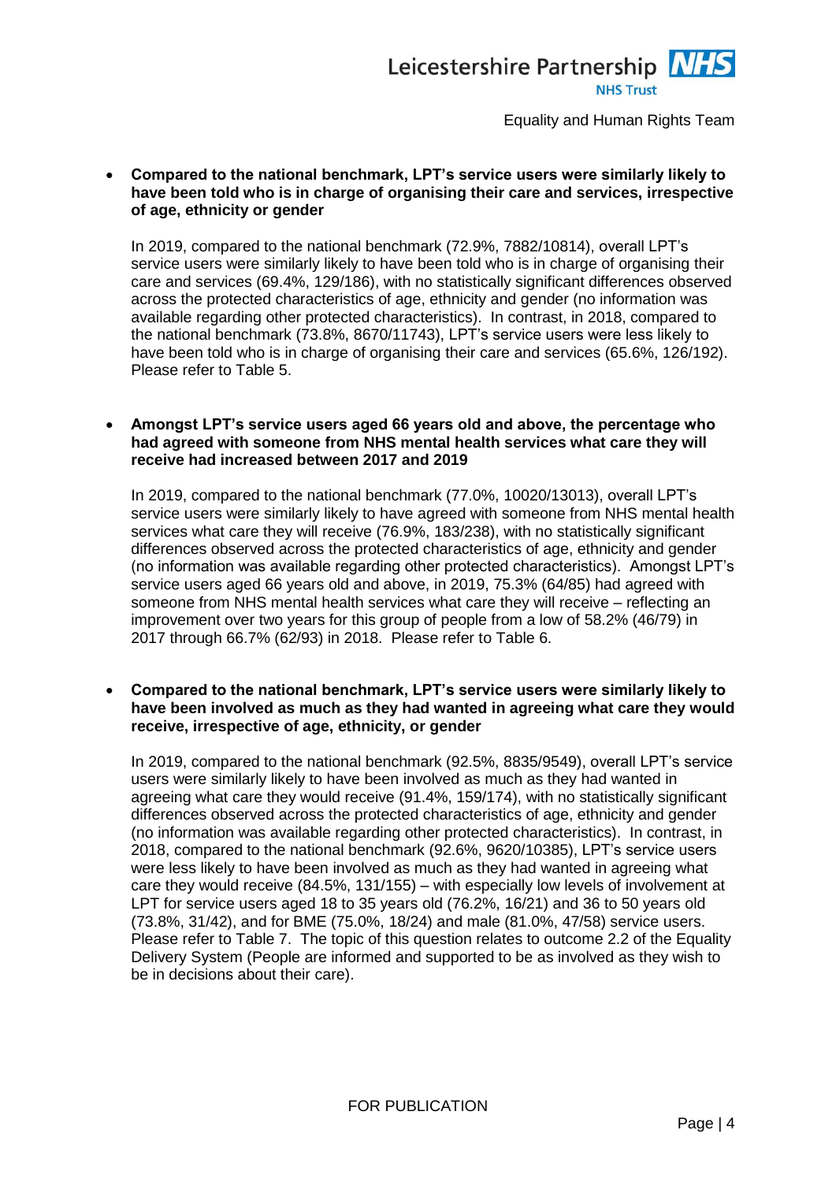- **Compared to the national benchmark, LPT's service users were similarly likely to have been told who is in charge of organising their care and services, irrespective of age, ethnicity or gender**

  In 2019, compared to the national benchmark (72.9%, 7882/10814), overall LPT's service users were similarly likely to have been told who is in charge of organising their care and services (69.4%, 129/186), with no statistically significant differences observed across the protected characteristics of age, ethnicity and gender (no information was available regarding other protected characteristics). In contrast, in 2018, compared to the national benchmark (73.8%, 8670/11743), LPT's service users were less likely to have been told who is in charge of organising their care and services (65.6%, 126/192). Please refer to Table 5.

- **Amongst LPT's service users aged 66 years old and above, the percentage who had agreed with someone from NHS mental health services what care they will receive had increased between 2017 and 2019**

  In 2019, compared to the national benchmark (77.0%, 10020/13013), overall LPT's service users were similarly likely to have agreed with someone from NHS mental health services what care they will receive (76.9%, 183/238), with no statistically significant differences observed across the protected characteristics of age, ethnicity and gender (no information was available regarding other protected characteristics). Amongst LPT's service users aged 66 years old and above, in 2019, 75.3% (64/85) had agreed with someone from NHS mental health services what care they will receive – reflecting an improvement over two years for this group of people from a low of 58.2% (46/79) in 2017 through 66.7% (62/93) in 2018. Please refer to Table 6.

- **Compared to the national benchmark, LPT's service users were similarly likely to have been involved as much as they had wanted in agreeing what care they would receive, irrespective of age, ethnicity, or gender**

  In 2019, compared to the national benchmark (92.5%, 8835/9549), overall LPT's service users were similarly likely to have been involved as much as they had wanted in agreeing what care they would receive (91.4%, 159/174), with no statistically significant differences observed across the protected characteristics of age, ethnicity and gender (no information was available regarding other protected characteristics). In contrast, in 2018, compared to the national benchmark (92.6%, 9620/10385), LPT's service users were less likely to have been involved as much as they had wanted in agreeing what care they would receive (84.5%, 131/155) – with especially low levels of involvement at LPT for service users aged 18 to 35 years old (76.2%, 16/21) and 36 to 50 years old (73.8%, 31/42), and for BME (75.0%, 18/24) and male (81.0%, 47/58) service users. Please refer to Table 7. The topic of this question relates to outcome 2.2 of the Equality Delivery System (People are informed and supported to be as involved as they wish to be in decisions about their care).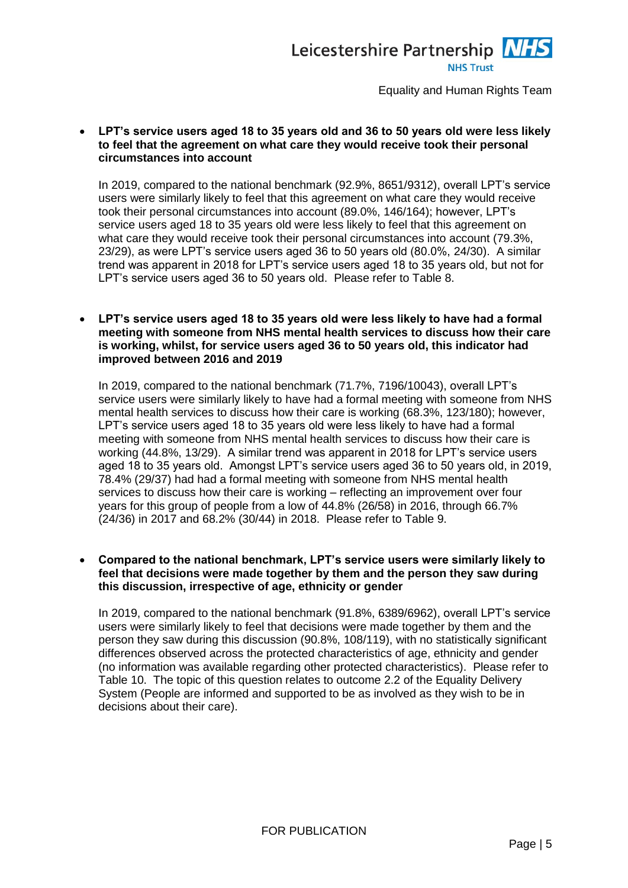- **LPT's service users aged 18 to 35 years old and 36 to 50 years old were less likely to feel that the agreement on what care they would receive took their personal circumstances into account**

  In 2019, compared to the national benchmark (92.9%, 8651/9312), overall LPT's service users were similarly likely to feel that this agreement on what care they would receive took their personal circumstances into account (89.0%, 146/164); however, LPT's service users aged 18 to 35 years old were less likely to feel that this agreement on what care they would receive took their personal circumstances into account (79.3%, 23/29), as were LPT's service users aged 36 to 50 years old (80.0%, 24/30). A similar trend was apparent in 2018 for LPT's service users aged 18 to 35 years old, but not for LPT's service users aged 36 to 50 years old. Please refer to Table 8.

- **LPT's service users aged 18 to 35 years old were less likely to have had a formal meeting with someone from NHS mental health services to discuss how their care is working, whilst, for service users aged 36 to 50 years old, this indicator had improved between 2016 and 2019**

  In 2019, compared to the national benchmark (71.7%, 7196/10043), overall LPT's service users were similarly likely to have had a formal meeting with someone from NHS mental health services to discuss how their care is working (68.3%, 123/180); however, LPT's service users aged 18 to 35 years old were less likely to have had a formal meeting with someone from NHS mental health services to discuss how their care is working (44.8%, 13/29). A similar trend was apparent in 2018 for LPT's service users aged 18 to 35 years old. Amongst LPT's service users aged 36 to 50 years old, in 2019, 78.4% (29/37) had had a formal meeting with someone from NHS mental health services to discuss how their care is working – reflecting an improvement over four years for this group of people from a low of 44.8% (26/58) in 2016, through 66.7% (24/36) in 2017 and 68.2% (30/44) in 2018. Please refer to Table 9.

- **Compared to the national benchmark, LPT's service users were similarly likely to feel that decisions were made together by them and the person they saw during this discussion, irrespective of age, ethnicity or gender**

  In 2019, compared to the national benchmark (91.8%, 6389/6962), overall LPT's service users were similarly likely to feel that decisions were made together by them and the person they saw during this discussion (90.8%, 108/119), with no statistically significant differences observed across the protected characteristics of age, ethnicity and gender (no information was available regarding other protected characteristics). Please refer to Table 10. The topic of this question relates to outcome 2.2 of the Equality Delivery System (People are informed and supported to be as involved as they wish to be in decisions about their care).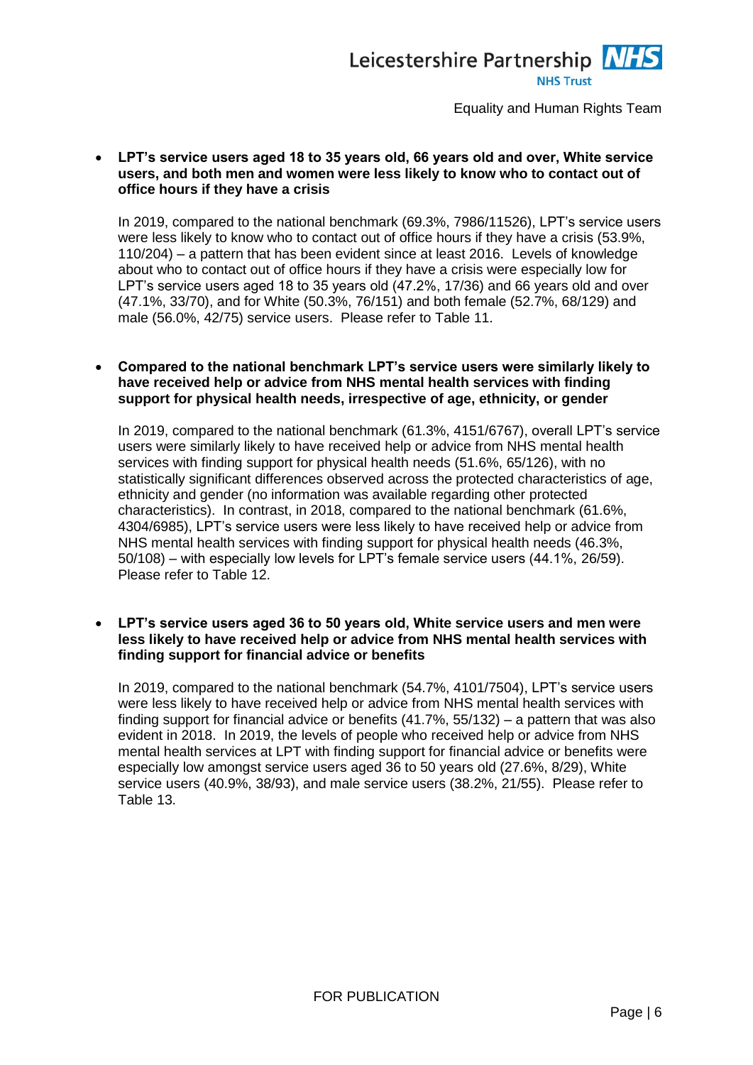- **LPT's service users aged 18 to 35 years old, 66 years old and over, White service users, and both men and women were less likely to know who to contact out of office hours if they have a crisis**

  In 2019, compared to the national benchmark (69.3%, 7986/11526), LPT's service users were less likely to know who to contact out of office hours if they have a crisis (53.9%, 110/204) – a pattern that has been evident since at least 2016. Levels of knowledge about who to contact out of office hours if they have a crisis were especially low for LPT's service users aged 18 to 35 years old (47.2%, 17/36) and 66 years old and over (47.1%, 33/70), and for White (50.3%, 76/151) and both female (52.7%, 68/129) and male (56.0%, 42/75) service users. Please refer to Table 11.

- **Compared to the national benchmark LPT's service users were similarly likely to have received help or advice from NHS mental health services with finding support for physical health needs, irrespective of age, ethnicity, or gender**

  In 2019, compared to the national benchmark (61.3%, 4151/6767), overall LPT's service users were similarly likely to have received help or advice from NHS mental health services with finding support for physical health needs (51.6%, 65/126), with no statistically significant differences observed across the protected characteristics of age, ethnicity and gender (no information was available regarding other protected characteristics). In contrast, in 2018, compared to the national benchmark (61.6%, 4304/6985), LPT's service users were less likely to have received help or advice from NHS mental health services with finding support for physical health needs (46.3%, 50/108) – with especially low levels for LPT's female service users (44.1%, 26/59). Please refer to Table 12.

- **LPT's service users aged 36 to 50 years old, White service users and men were less likely to have received help or advice from NHS mental health services with finding support for financial advice or benefits**

  In 2019, compared to the national benchmark (54.7%, 4101/7504), LPT's service users were less likely to have received help or advice from NHS mental health services with finding support for financial advice or benefits (41.7%, 55/132) – a pattern that was also evident in 2018. In 2019, the levels of people who received help or advice from NHS mental health services at LPT with finding support for financial advice or benefits were especially low amongst service users aged 36 to 50 years old (27.6%, 8/29), White service users (40.9%, 38/93), and male service users (38.2%, 21/55). Please refer to Table 13.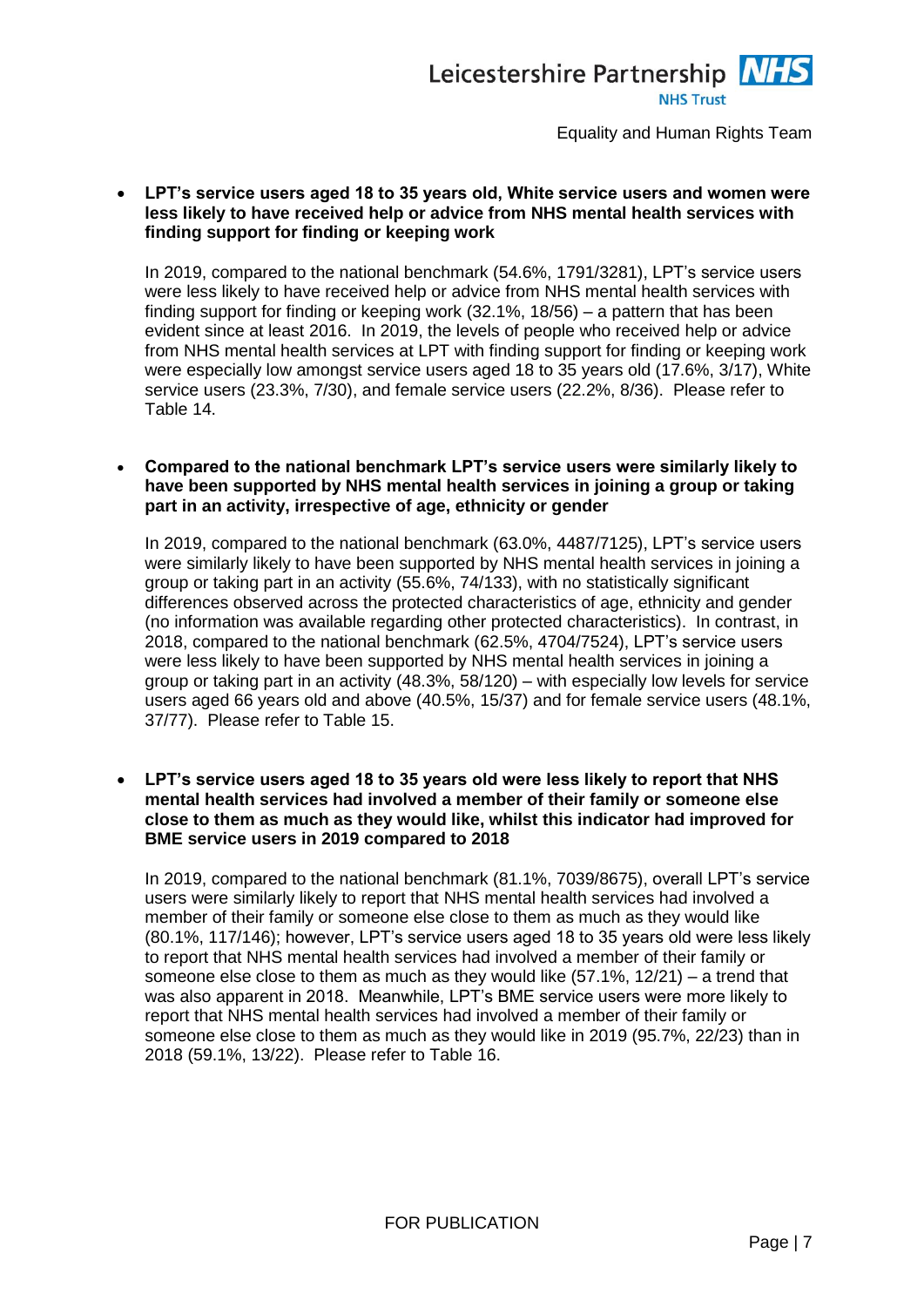- **LPT's service users aged 18 to 35 years old, White service users and women were less likely to have received help or advice from NHS mental health services with finding support for finding or keeping work**

  In 2019, compared to the national benchmark (54.6%, 1791/3281), LPT's service users were less likely to have received help or advice from NHS mental health services with finding support for finding or keeping work (32.1%, 18/56) – a pattern that has been evident since at least 2016. In 2019, the levels of people who received help or advice from NHS mental health services at LPT with finding support for finding or keeping work were especially low amongst service users aged 18 to 35 years old (17.6%, 3/17), White service users (23.3%, 7/30), and female service users (22.2%, 8/36). Please refer to Table 14.

- **Compared to the national benchmark LPT's service users were similarly likely to have been supported by NHS mental health services in joining a group or taking part in an activity, irrespective of age, ethnicity or gender**

  In 2019, compared to the national benchmark (63.0%, 4487/7125), LPT's service users were similarly likely to have been supported by NHS mental health services in joining a group or taking part in an activity (55.6%, 74/133), with no statistically significant differences observed across the protected characteristics of age, ethnicity and gender (no information was available regarding other protected characteristics). In contrast, in 2018, compared to the national benchmark (62.5%, 4704/7524), LPT's service users were less likely to have been supported by NHS mental health services in joining a group or taking part in an activity (48.3%, 58/120) – with especially low levels for service users aged 66 years old and above (40.5%, 15/37) and for female service users (48.1%, 37/77). Please refer to Table 15.

- **LPT's service users aged 18 to 35 years old were less likely to report that NHS mental health services had involved a member of their family or someone else close to them as much as they would like, whilst this indicator had improved for BME service users in 2019 compared to 2018**

  In 2019, compared to the national benchmark (81.1%, 7039/8675), overall LPT's service users were similarly likely to report that NHS mental health services had involved a member of their family or someone else close to them as much as they would like (80.1%, 117/146); however, LPT's service users aged 18 to 35 years old were less likely to report that NHS mental health services had involved a member of their family or someone else close to them as much as they would like (57.1%, 12/21) – a trend that was also apparent in 2018. Meanwhile, LPT's BME service users were more likely to report that NHS mental health services had involved a member of their family or someone else close to them as much as they would like in 2019 (95.7%, 22/23) than in 2018 (59.1%, 13/22). Please refer to Table 16.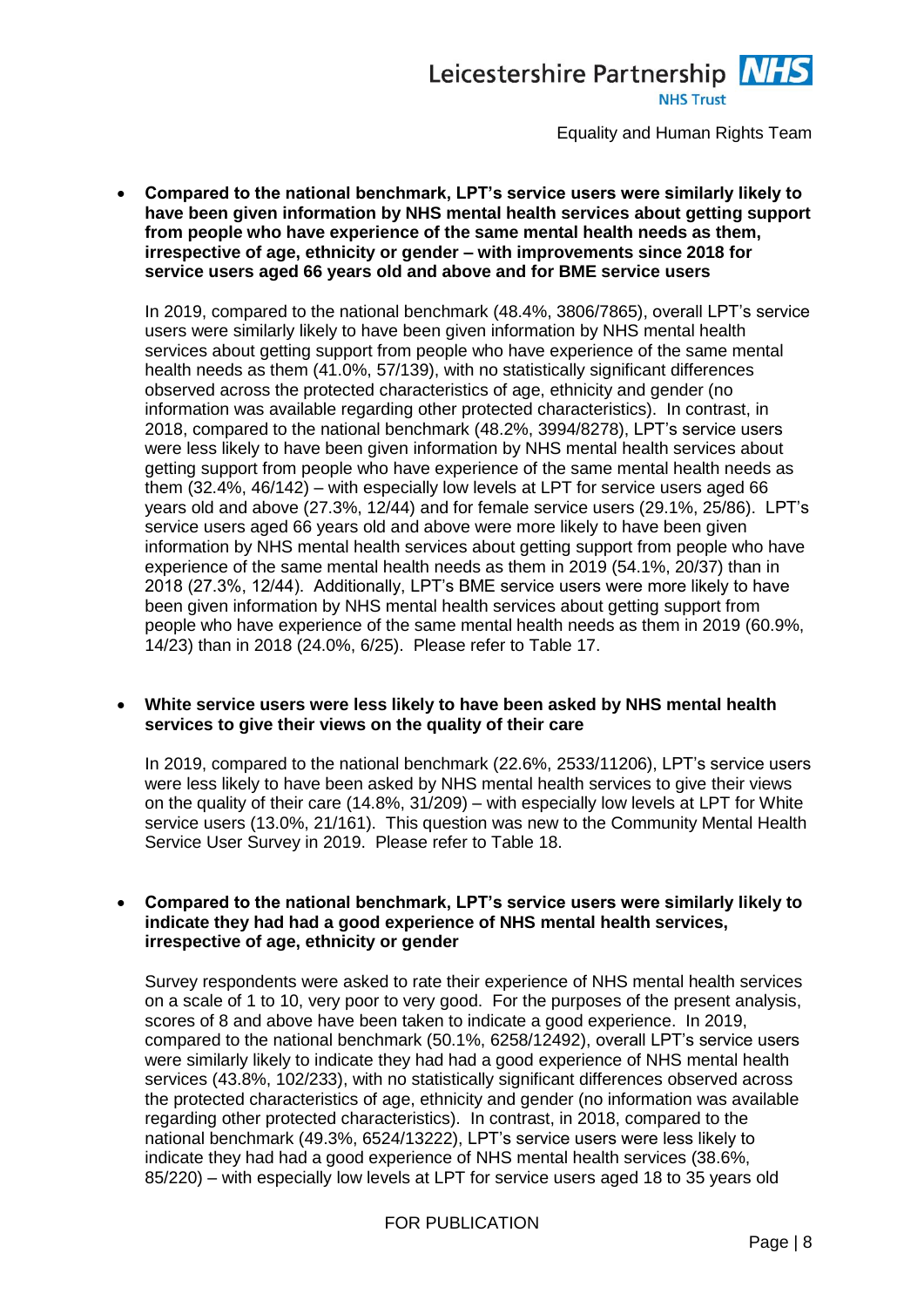- **Compared to the national benchmark, LPT's service users were similarly likely to have been given information by NHS mental health services about getting support from people who have experience of the same mental health needs as them, irrespective of age, ethnicity or gender – with improvements since 2018 for service users aged 66 years old and above and for BME service users**

  In 2019, compared to the national benchmark (48.4%, 3806/7865), overall LPT's service users were similarly likely to have been given information by NHS mental health services about getting support from people who have experience of the same mental health needs as them (41.0%, 57/139), with no statistically significant differences observed across the protected characteristics of age, ethnicity and gender (no information was available regarding other protected characteristics). In contrast, in 2018, compared to the national benchmark (48.2%, 3994/8278), LPT's service users were less likely to have been given information by NHS mental health services about getting support from people who have experience of the same mental health needs as them (32.4%, 46/142) – with especially low levels at LPT for service users aged 66 years old and above (27.3%, 12/44) and for female service users (29.1%, 25/86). LPT's service users aged 66 years old and above were more likely to have been given information by NHS mental health services about getting support from people who have experience of the same mental health needs as them in 2019 (54.1%, 20/37) than in 2018 (27.3%, 12/44). Additionally, LPT's BME service users were more likely to have been given information by NHS mental health services about getting support from people who have experience of the same mental health needs as them in 2019 (60.9%, 14/23) than in 2018 (24.0%, 6/25). Please refer to Table 17.

- **White service users were less likely to have been asked by NHS mental health services to give their views on the quality of their care**

  In 2019, compared to the national benchmark (22.6%, 2533/11206), LPT's service users were less likely to have been asked by NHS mental health services to give their views on the quality of their care (14.8%, 31/209) – with especially low levels at LPT for White service users (13.0%, 21/161). This question was new to the Community Mental Health Service User Survey in 2019. Please refer to Table 18.

- **Compared to the national benchmark, LPT's service users were similarly likely to indicate they had had a good experience of NHS mental health services, irrespective of age, ethnicity or gender**

  Survey respondents were asked to rate their experience of NHS mental health services on a scale of 1 to 10, very poor to very good. For the purposes of the present analysis, scores of 8 and above have been taken to indicate a good experience. In 2019, compared to the national benchmark (50.1%, 6258/12492), overall LPT's service users were similarly likely to indicate they had had a good experience of NHS mental health services (43.8%, 102/233), with no statistically significant differences observed across the protected characteristics of age, ethnicity and gender (no information was available regarding other protected characteristics). In contrast, in 2018, compared to the national benchmark (49.3%, 6524/13222), LPT's service users were less likely to indicate they had had a good experience of NHS mental health services (38.6%, 85/220) – with especially low levels at LPT for service users aged 18 to 35 years old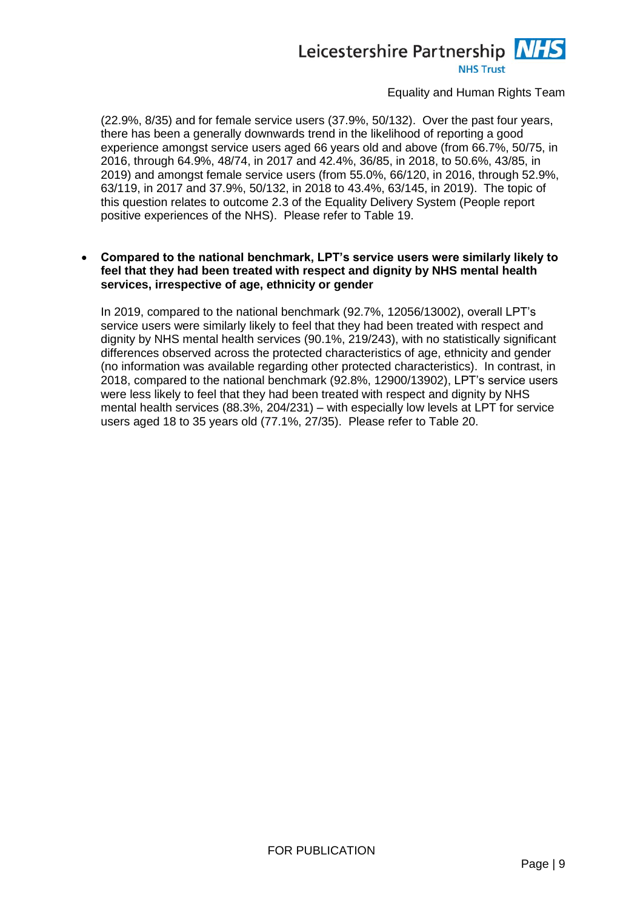(22.9%, 8/35) and for female service users (37.9%, 50/132). Over the past four years, there has been a generally downwards trend in the likelihood of reporting a good experience amongst service users aged 66 years old and above (from 66.7%, 50/75, in 2016, through 64.9%, 48/74, in 2017 and 42.4%, 36/85, in 2018, to 50.6%, 43/85, in 2019) and amongst female service users (from 55.0%, 66/120, in 2016, through 52.9%, 63/119, in 2017 and 37.9%, 50/132, in 2018 to 43.4%, 63/145, in 2019). The topic of this question relates to outcome 2.3 of the Equality Delivery System (People report positive experiences of the NHS). Please refer to Table 19.

- **Compared to the national benchmark, LPT's service users were similarly likely to feel that they had been treated with respect and dignity by NHS mental health services, irrespective of age, ethnicity or gender**

  In 2019, compared to the national benchmark (92.7%, 12056/13002), overall LPT's service users were similarly likely to feel that they had been treated with respect and dignity by NHS mental health services (90.1%, 219/243), with no statistically significant differences observed across the protected characteristics of age, ethnicity and gender (no information was available regarding other protected characteristics). In contrast, in 2018, compared to the national benchmark (92.8%, 12900/13902), LPT's service users were less likely to feel that they had been treated with respect and dignity by NHS mental health services (88.3%, 204/231) – with especially low levels at LPT for service users aged 18 to 35 years old (77.1%, 27/35). Please refer to Table 20.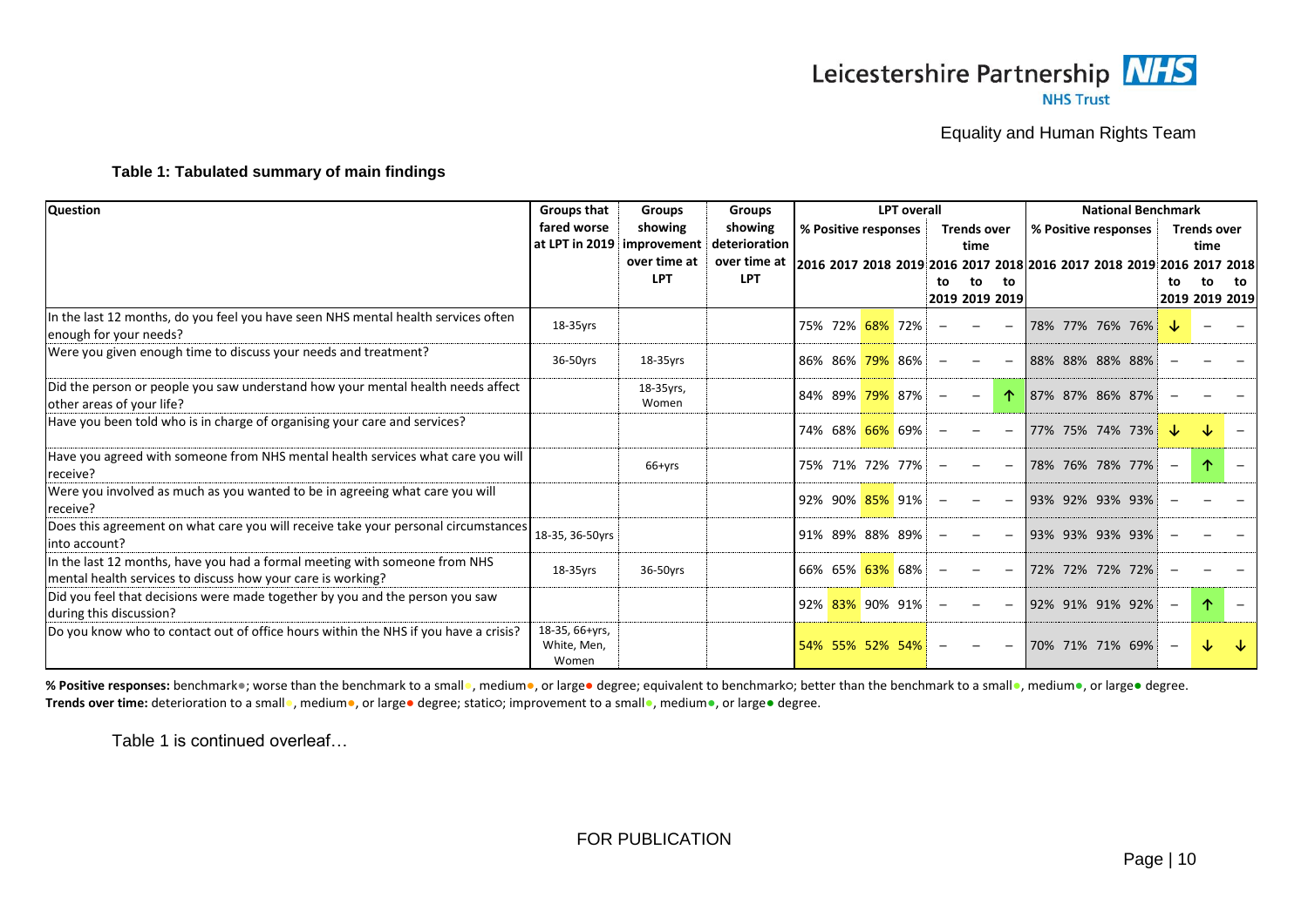Equality and Human Rights Team

**Table 1: Tabulated summary of main findings**

| Question | Groups that fared worse at LPT in 2019 | Groups showing improvement over time at LPT | Groups showing deterioration over time at LPT | LPT overall % Positive responses 2016 | 2017 | 2018 | 2019 | LPT Trends over time 2016 to 2019 | 2017 to 2019 | 2018 to 2019 | National Benchmark % Positive responses 2016 | 2017 | 2018 | 2019 | National Trends over time 2016 to 2019 | 2017 to 2019 | 2018 to 2019 |
|---|---|---|---|---|---|---|---|---|---|---|---|---|---|---|---|---|---|
| In the last 12 months, do you feel you have seen NHS mental health services often enough for your needs? | 18-35yrs | | | 75% | 72% | 68% | 72% | – | – | – | 78% | 77% | 76% | 76% | ↓ | – | – |
| Were you given enough time to discuss your needs and treatment? | 36-50yrs | 18-35yrs | | 86% | 86% | 79% | 86% | – | – | – | 88% | 88% | 88% | 88% | – | – | – |
| Did the person or people you saw understand how your mental health needs affect other areas of your life? | | 18-35yrs, Women | | 84% | 89% | 79% | 87% | – | – | ↑ | 87% | 87% | 86% | 87% | – | – | – |
| Have you been told who is in charge of organising your care and services? | | | | 74% | 68% | 66% | 69% | – | – | – | 77% | 75% | 74% | 73% | ↓ | ↓ | – |
| Have you agreed with someone from NHS mental health services what care you will receive? | | 66+yrs | | 75% | 71% | 72% | 77% | – | – | – | 78% | 76% | 78% | 77% | – | ↑ | – |
| Were you involved as much as you wanted to be in agreeing what care you will receive? | | | | 92% | 90% | 85% | 91% | – | – | – | 93% | 92% | 93% | 93% | – | – | – |
| Does this agreement on what care you will receive take your personal circumstances into account? | 18-35, 36-50yrs | | | 91% | 89% | 88% | 89% | – | – | – | 93% | 93% | 93% | 93% | – | – | – |
| In the last 12 months, have you had a formal meeting with someone from NHS mental health services to discuss how your care is working? | 18-35yrs | 36-50yrs | | 66% | 65% | 63% | 68% | – | – | – | 72% | 72% | 72% | 72% | – | – | – |
| Did you feel that decisions were made together by you and the person you saw during this discussion? | | | | 92% | 83% | 90% | 91% | – | – | – | 92% | 91% | 91% | 92% | – | ↑ | – |
| Do you know who to contact out of office hours within the NHS if you have a crisis? | 18-35, 66+yrs, White, Men, Women | | | 54% | 55% | 52% | 54% | – | – | – | 70% | 71% | 71% | 69% | – | ↓ | ↓ |

**% Positive responses:** benchmark●; worse than the benchmark to a small●, medium●, or large● degree; equivalent to benchmark○; better than the benchmark to a small●, medium●, or large● degree.
**Trends over time:** deterioration to a small●, medium●, or large● degree; static○; improvement to a small●, medium●, or large● degree.

Table 1 is continued overleaf…

FOR PUBLICATION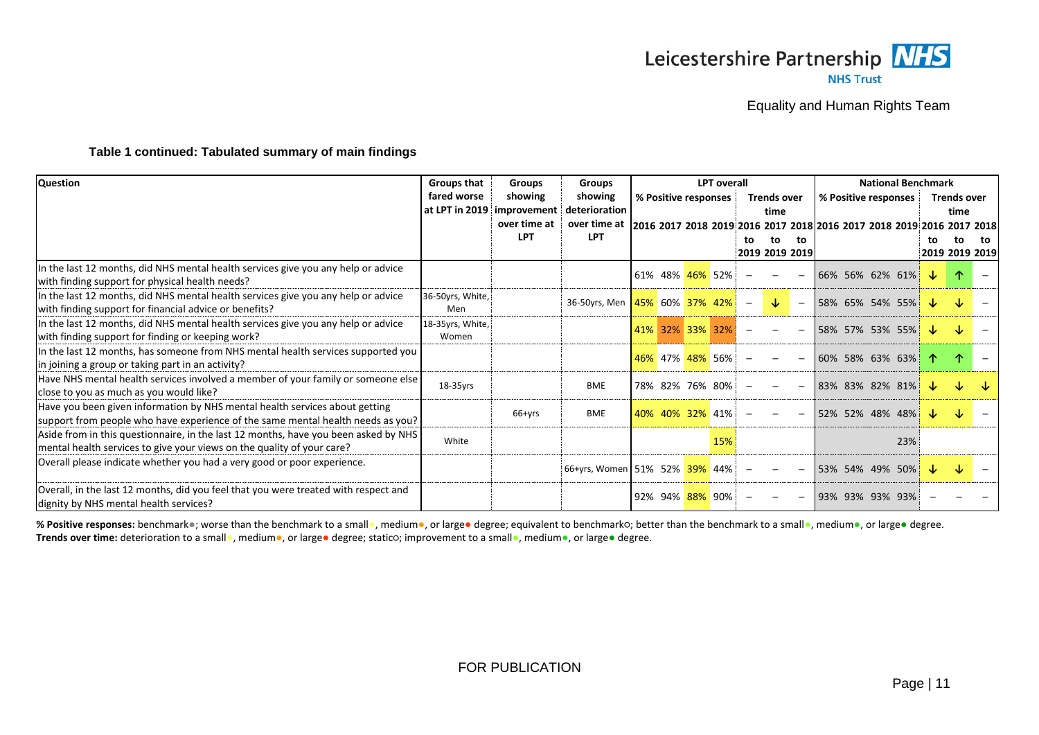### Table 1 continued: Tabulated summary of main findings

| Question | Groups that fared worse at LPT in 2019 | Groups showing improvement over time at LPT | Groups showing deterioration over time at LPT | LPT overall % Positive responses 2016 | 2017 | 2018 | 2019 | LPT overall Trends over time 2016 to 2019 | 2017 to 2019 | 2018 to 2019 | National Benchmark % Positive responses 2016 | 2017 | 2018 | 2019 | National Benchmark Trends over time 2016 to 2019 | 2017 to 2019 | 2018 to 2019 |
|---|---|---|---|---|---|---|---|---|---|---|---|---|---|---|---|---|---|
| In the last 12 months, did NHS mental health services give you any help or advice with finding support for physical health needs? | | | | 61% | 48% | 46% | 52% | – | – | – | 66% | 56% | 62% | 61% | ↓ | ↑ | – |
| In the last 12 months, did NHS mental health services give you any help or advice with finding support for financial advice or benefits? | 36-50yrs, White, Men | | 36-50yrs, Men | 45% | 60% | 37% | 42% | – | ↓ | – | 58% | 65% | 54% | 55% | ↓ | ↓ | – |
| In the last 12 months, did NHS mental health services give you any help or advice with finding support for finding or keeping work? | 18-35yrs, White, Women | | | 41% | 32% | 33% | 32% | – | – | – | 58% | 57% | 53% | 55% | ↓ | ↓ | – |
| In the last 12 months, has someone from NHS mental health services supported you in joining a group or taking part in an activity? | | | | 46% | 47% | 48% | 56% | – | – | – | 60% | 58% | 63% | 63% | ↑ | ↑ | – |
| Have NHS mental health services involved a member of your family or someone else close to you as much as you would like? | 18-35yrs | | BME | 78% | 82% | 76% | 80% | – | – | – | 83% | 83% | 82% | 81% | ↓ | ↓ | ↓ |
| Have you been given information by NHS mental health services about getting support from people who have experience of the same mental health needs as you? | | 66+yrs | BME | 40% | 40% | 32% | 41% | – | – | – | 52% | 52% | 48% | 48% | ↓ | ↓ | – |
| Aside from in this questionnaire, in the last 12 months, have you been asked by NHS mental health services to give your views on the quality of your care? | White | | | | | | 15% | | | | | | | 23% | | | |
| Overall please indicate whether you had a very good or poor experience. | | | 66+yrs, Women | 51% | 52% | 39% | 44% | – | – | – | 53% | 54% | 49% | 50% | ↓ | ↓ | – |
| Overall, in the last 12 months, did you feel that you were treated with respect and dignity by NHS mental health services? | | | | 92% | 94% | 88% | 90% | – | – | – | 93% | 93% | 93% | 93% | – | – | – |

**% Positive responses:** benchmark●; worse than the benchmark to a small●, medium●, or large● degree; equivalent to benchmark○; better than the benchmark to a small●, medium●, or large● degree.
**Trends over time:** deterioration to a small●, medium●, or large● degree; static○; improvement to a small●, medium●, or large● degree.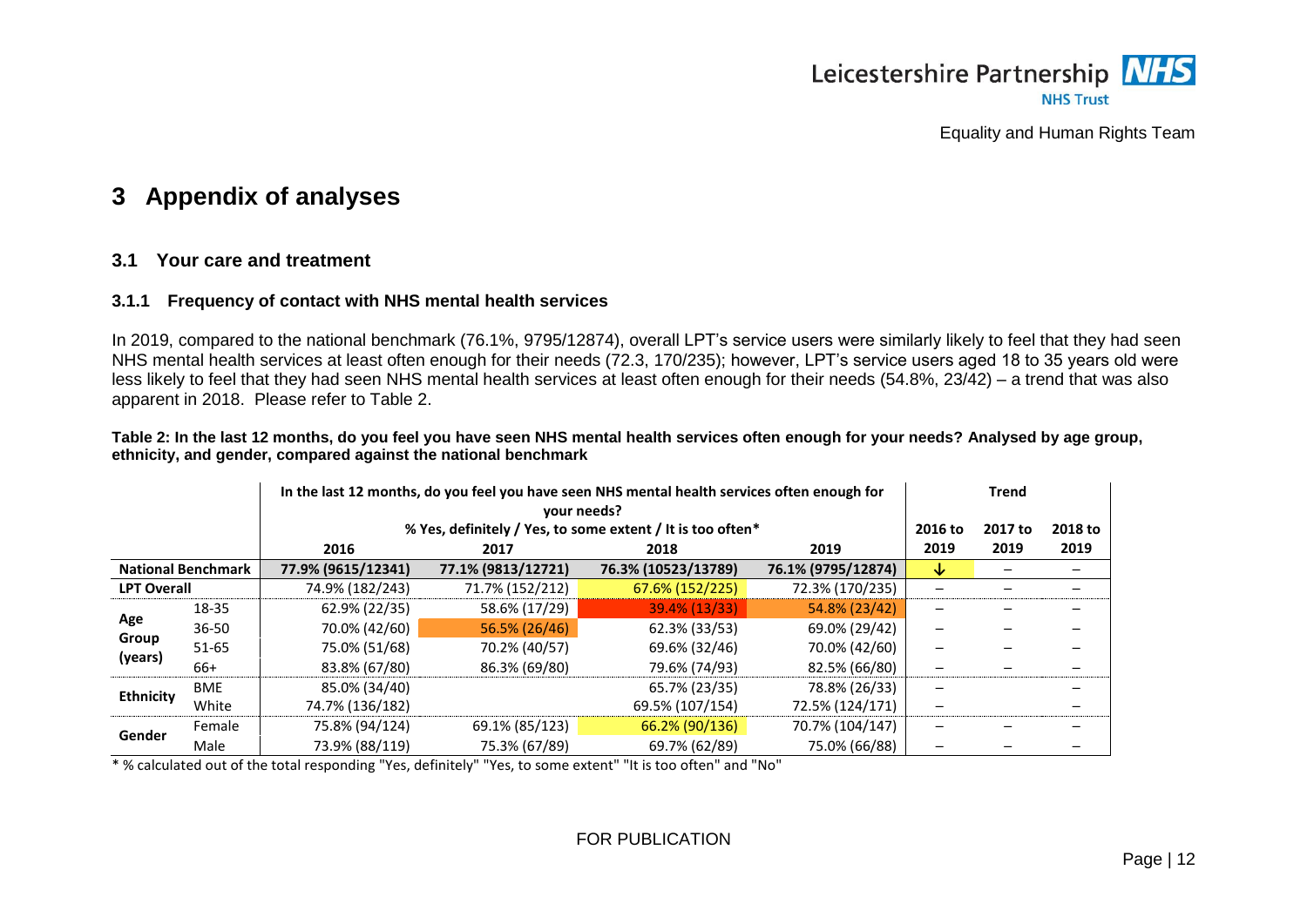# 3 Appendix of analyses

## 3.1 Your care and treatment

### 3.1.1 Frequency of contact with NHS mental health services

In 2019, compared to the national benchmark (76.1%, 9795/12874), overall LPT's service users were similarly likely to feel that they had seen NHS mental health services at least often enough for their needs (72.3, 170/235); however, LPT's service users aged 18 to 35 years old were less likely to feel that they had seen NHS mental health services at least often enough for their needs (54.8%, 23/42) – a trend that was also apparent in 2018. Please refer to Table 2.

**Table 2: In the last 12 months, do you feel you have seen NHS mental health services often enough for your needs? Analysed by age group, ethnicity, and gender, compared against the national benchmark**

| | | In the last 12 months, do you feel you have seen NHS mental health services often enough for your needs? % Yes, definitely / Yes, to some extent / It is too often* | | | | Trend | | |
|---|---|---|---|---|---|---|---|---|
| | | 2016 | 2017 | 2018 | 2019 | 2016 to 2019 | 2017 to 2019 | 2018 to 2019 |
| National Benchmark | | 77.9% (9615/12341) | 77.1% (9813/12721) | 76.3% (10523/13789) | 76.1% (9795/12874) | ↓ | – | – |
| LPT Overall | | 74.9% (182/243) | 71.7% (152/212) | 67.6% (152/225) | 72.3% (170/235) | – | – | – |
| Age Group (years) | 18-35 | 62.9% (22/35) | 58.6% (17/29) | 39.4% (13/33) | 54.8% (23/42) | – | – | – |
| | 36-50 | 70.0% (42/60) | 56.5% (26/46) | 62.3% (33/53) | 69.0% (29/42) | – | – | – |
| | 51-65 | 75.0% (51/68) | 70.2% (40/57) | 69.6% (32/46) | 70.0% (42/60) | – | – | – |
| | 66+ | 83.8% (67/80) | 86.3% (69/80) | 79.6% (74/93) | 82.5% (66/80) | – | – | – |
| Ethnicity | BME | 85.0% (34/40) | | 65.7% (23/35) | 78.8% (26/33) | – | | – |
| | White | 74.7% (136/182) | | 69.5% (107/154) | 72.5% (124/171) | – | | – |
| Gender | Female | 75.8% (94/124) | 69.1% (85/123) | 66.2% (90/136) | 70.7% (104/147) | – | – | – |
| | Male | 73.9% (88/119) | 75.3% (67/89) | 69.7% (62/89) | 75.0% (66/88) | – | – | – |

\* % calculated out of the total responding "Yes, definitely" "Yes, to some extent" "It is too often" and "No"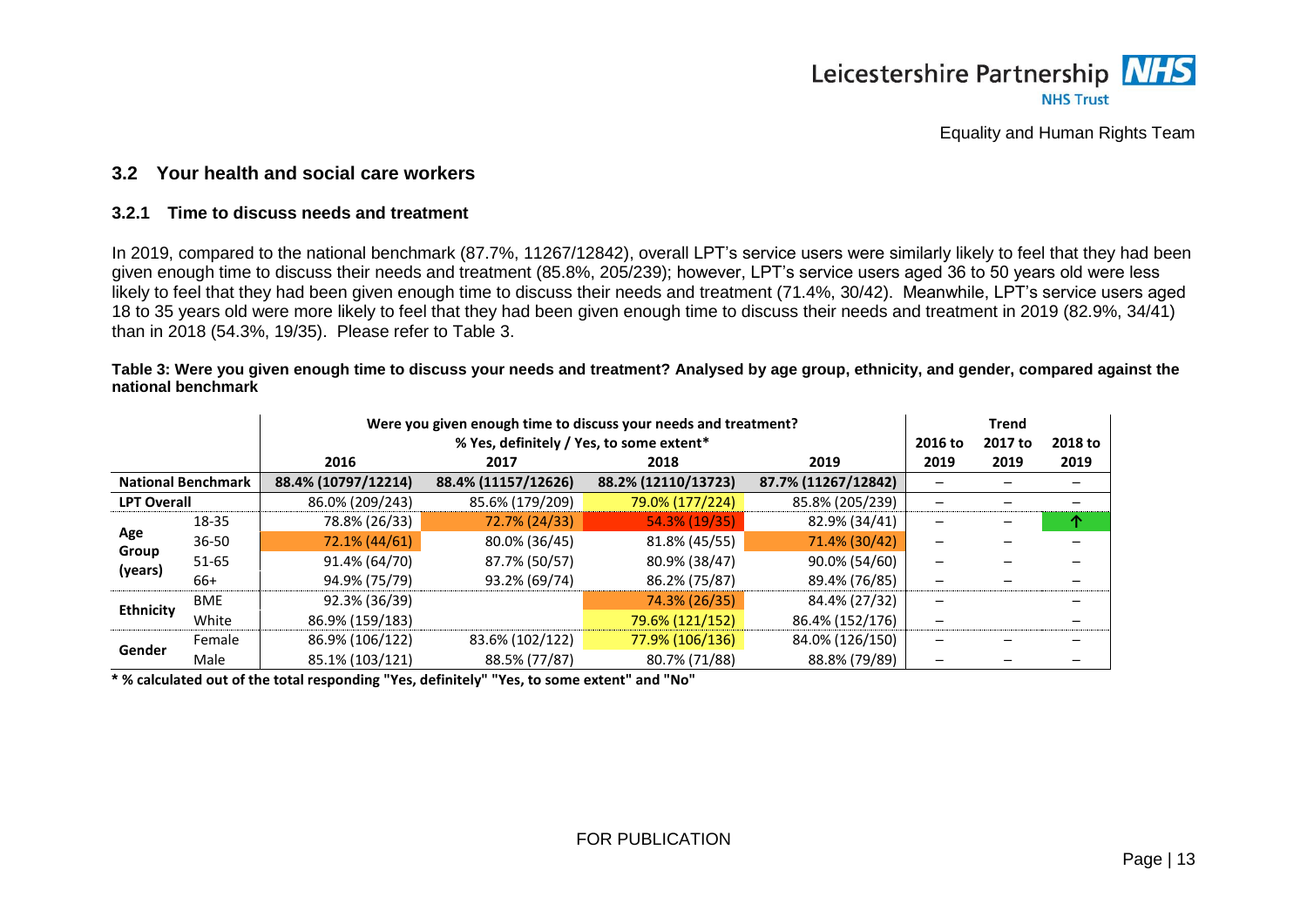### 3.2 Your health and social care workers

#### 3.2.1 Time to discuss needs and treatment

In 2019, compared to the national benchmark (87.7%, 11267/12842), overall LPT's service users were similarly likely to feel that they had been given enough time to discuss their needs and treatment (85.8%, 205/239); however, LPT's service users aged 36 to 50 years old were less likely to feel that they had been given enough time to discuss their needs and treatment (71.4%, 30/42). Meanwhile, LPT's service users aged 18 to 35 years old were more likely to feel that they had been given enough time to discuss their needs and treatment in 2019 (82.9%, 34/41) than in 2018 (54.3%, 19/35). Please refer to Table 3.

**Table 3: Were you given enough time to discuss your needs and treatment? Analysed by age group, ethnicity, and gender, compared against the national benchmark**

| | | Were you given enough time to discuss your needs and treatment? % Yes, definitely / Yes, to some extent* | | | | Trend | | |
|---|---|---|---|---|---|---|---|---|
| | | 2016 | 2017 | 2018 | 2019 | 2016 to 2019 | 2017 to 2019 | 2018 to 2019 |
| **National Benchmark** | | 88.4% (10797/12214) | 88.4% (11157/12626) | 88.2% (12110/13723) | 87.7% (11267/12842) | – | – | – |
| **LPT Overall** | | 86.0% (209/243) | 85.6% (179/209) | 79.0% (177/224) | 85.8% (205/239) | – | – | – |
| **Age Group (years)** | 18-35 | 78.8% (26/33) | 72.7% (24/33) | 54.3% (19/35) | 82.9% (34/41) | – | – | ↑ |
| | 36-50 | 72.1% (44/61) | 80.0% (36/45) | 81.8% (45/55) | 71.4% (30/42) | – | – | – |
| | 51-65 | 91.4% (64/70) | 87.7% (50/57) | 80.9% (38/47) | 90.0% (54/60) | – | – | – |
| | 66+ | 94.9% (75/79) | 93.2% (69/74) | 86.2% (75/87) | 89.4% (76/85) | – | – | – |
| **Ethnicity** | BME | 92.3% (36/39) | | 74.3% (26/35) | 84.4% (27/32) | – | | – |
| | White | 86.9% (159/183) | | 79.6% (121/152) | 86.4% (152/176) | – | | – |
| **Gender** | Female | 86.9% (106/122) | 83.6% (102/122) | 77.9% (106/136) | 84.0% (126/150) | – | – | – |
| | Male | 85.1% (103/121) | 88.5% (77/87) | 80.7% (71/88) | 88.8% (79/89) | – | – | – |

**\* % calculated out of the total responding "Yes, definitely" "Yes, to some extent" and "No"**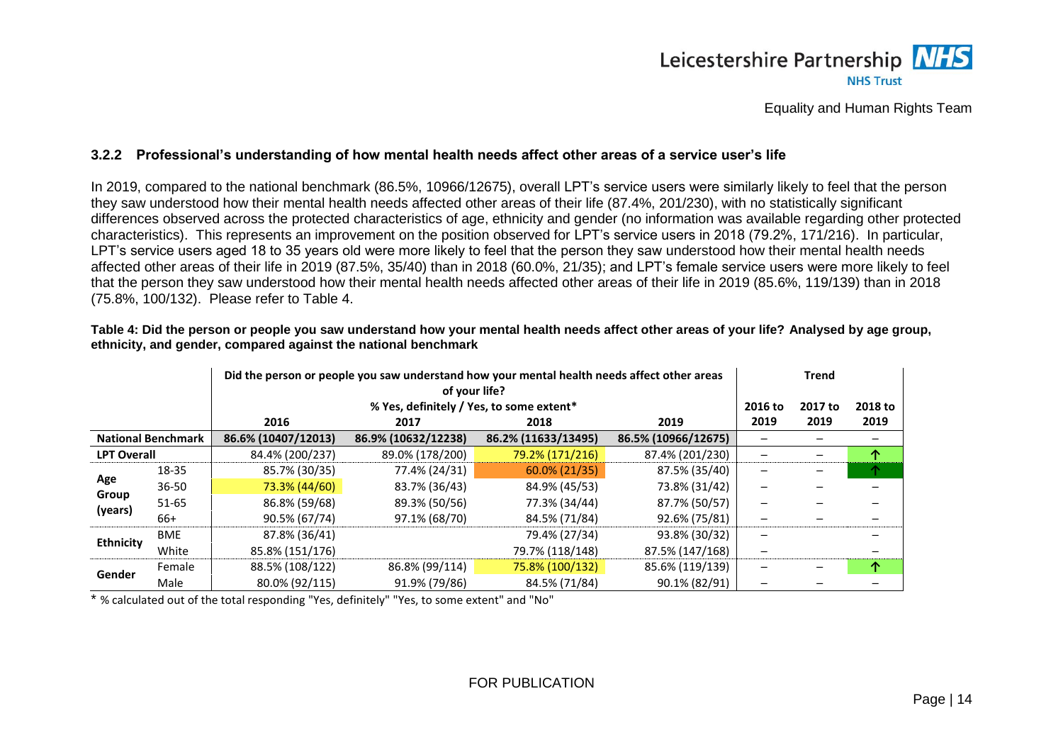### 3.2.2 Professional's understanding of how mental health needs affect other areas of a service user's life

In 2019, compared to the national benchmark (86.5%, 10966/12675), overall LPT's service users were similarly likely to feel that the person they saw understood how their mental health needs affected other areas of their life (87.4%, 201/230), with no statistically significant differences observed across the protected characteristics of age, ethnicity and gender (no information was available regarding other protected characteristics). This represents an improvement on the position observed for LPT's service users in 2018 (79.2%, 171/216). In particular, LPT's service users aged 18 to 35 years old were more likely to feel that the person they saw understood how their mental health needs affected other areas of their life in 2019 (87.5%, 35/40) than in 2018 (60.0%, 21/35); and LPT's female service users were more likely to feel that the person they saw understood how their mental health needs affected other areas of their life in 2019 (85.6%, 119/139) than in 2018 (75.8%, 100/132). Please refer to Table 4.

**Table 4: Did the person or people you saw understand how your mental health needs affect other areas of your life? Analysed by age group, ethnicity, and gender, compared against the national benchmark**

| | | Did the person or people you saw understand how your mental health needs affect other areas of your life? % Yes, definitely / Yes, to some extent* | | | | Trend | | |
|---|---|---|---|---|---|---|---|---|
| | | 2016 | 2017 | 2018 | 2019 | 2016 to 2019 | 2017 to 2019 | 2018 to 2019 |
| National Benchmark | | 86.6% (10407/12013) | 86.9% (10632/12238) | 86.2% (11633/13495) | 86.5% (10966/12675) | – | – | – |
| LPT Overall | | 84.4% (200/237) | 89.0% (178/200) | 79.2% (171/216) | 87.4% (201/230) | – | – | ↑ |
| Age Group (years) | 18-35 | 85.7% (30/35) | 77.4% (24/31) | 60.0% (21/35) | 87.5% (35/40) | – | – | ↑ |
| | 36-50 | 73.3% (44/60) | 83.7% (36/43) | 84.9% (45/53) | 73.8% (31/42) | – | – | – |
| | 51-65 | 86.8% (59/68) | 89.3% (50/56) | 77.3% (34/44) | 87.7% (50/57) | – | – | – |
| | 66+ | 90.5% (67/74) | 97.1% (68/70) | 84.5% (71/84) | 92.6% (75/81) | – | – | – |
| Ethnicity | BME | 87.8% (36/41) | | 79.4% (27/34) | 93.8% (30/32) | – | | – |
| | White | 85.8% (151/176) | | 79.7% (118/148) | 87.5% (147/168) | – | | – |
| Gender | Female | 88.5% (108/122) | 86.8% (99/114) | 75.8% (100/132) | 85.6% (119/139) | – | – | ↑ |
| | Male | 80.0% (92/115) | 91.9% (79/86) | 84.5% (71/84) | 90.1% (82/91) | – | – | – |

* % calculated out of the total responding "Yes, definitely" "Yes, to some extent" and "No"

FOR PUBLICATION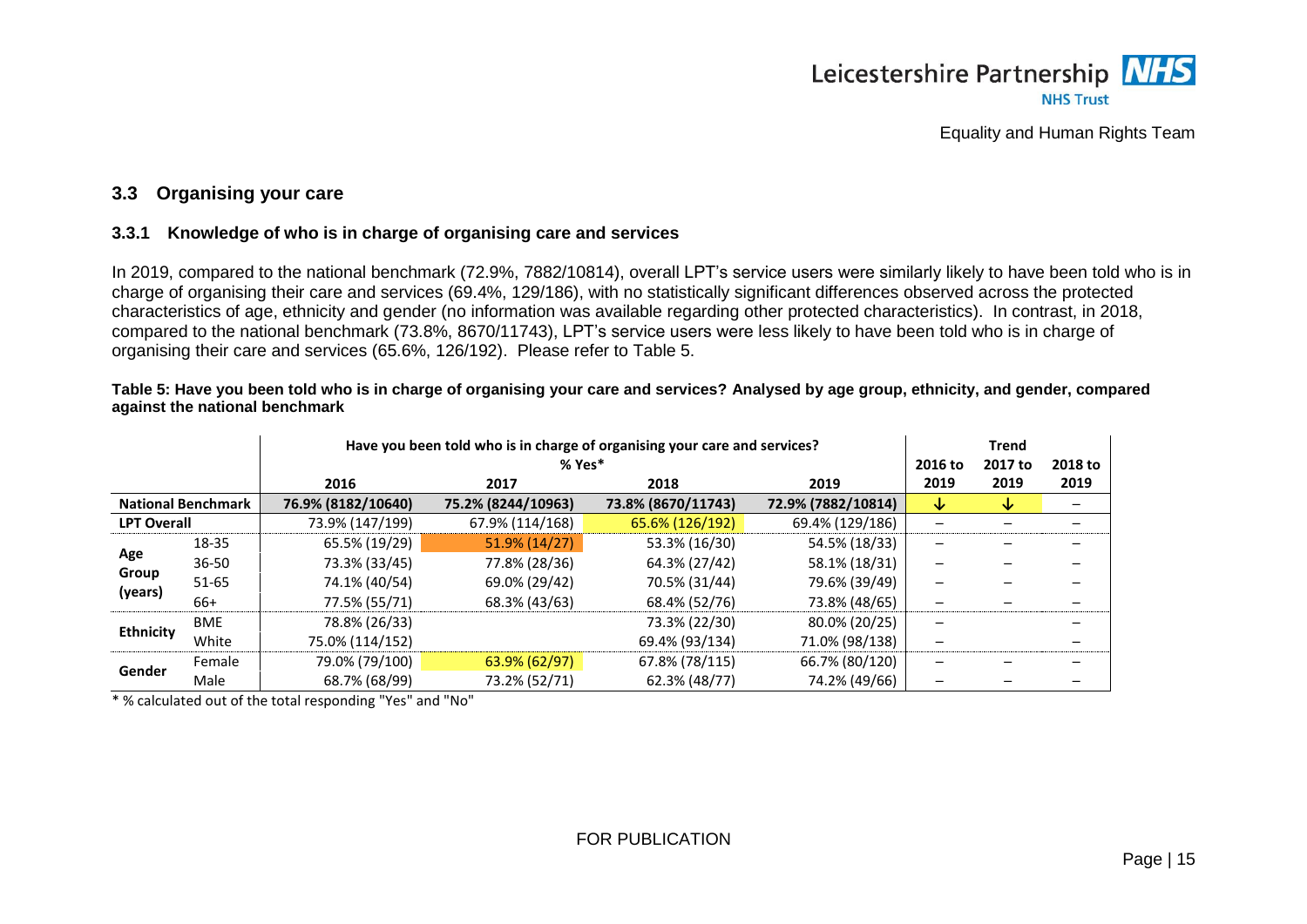## 3.3 Organising your care

### 3.3.1 Knowledge of who is in charge of organising care and services

In 2019, compared to the national benchmark (72.9%, 7882/10814), overall LPT's service users were similarly likely to have been told who is in charge of organising their care and services (69.4%, 129/186), with no statistically significant differences observed across the protected characteristics of age, ethnicity and gender (no information was available regarding other protected characteristics). In contrast, in 2018, compared to the national benchmark (73.8%, 8670/11743), LPT's service users were less likely to have been told who is in charge of organising their care and services (65.6%, 126/192). Please refer to Table 5.

**Table 5: Have you been told who is in charge of organising your care and services? Analysed by age group, ethnicity, and gender, compared against the national benchmark**

| | | Have you been told who is in charge of organising your care and services? % Yes* | | | | Trend | | |
|---|---|---|---|---|---|---|---|---|
| | | 2016 | 2017 | 2018 | 2019 | 2016 to 2019 | 2017 to 2019 | 2018 to 2019 |
| **National Benchmark** | | **76.9% (8182/10640)** | **75.2% (8244/10963)** | **73.8% (8670/11743)** | **72.9% (7882/10814)** | ↓ | ↓ | – |
| **LPT Overall** | | 73.9% (147/199) | 67.9% (114/168) | 65.6% (126/192) | 69.4% (129/186) | – | – | – |
| **Age Group (years)** | 18-35 | 65.5% (19/29) | 51.9% (14/27) | 53.3% (16/30) | 54.5% (18/33) | – | – | – |
| | 36-50 | 73.3% (33/45) | 77.8% (28/36) | 64.3% (27/42) | 58.1% (18/31) | – | – | – |
| | 51-65 | 74.1% (40/54) | 69.0% (29/42) | 70.5% (31/44) | 79.6% (39/49) | – | – | – |
| | 66+ | 77.5% (55/71) | 68.3% (43/63) | 68.4% (52/76) | 73.8% (48/65) | – | – | – |
| **Ethnicity** | BME | 78.8% (26/33) | | 73.3% (22/30) | 80.0% (20/25) | – | | – |
| | White | 75.0% (114/152) | | 69.4% (93/134) | 71.0% (98/138) | – | | – |
| **Gender** | Female | 79.0% (79/100) | 63.9% (62/97) | 67.8% (78/115) | 66.7% (80/120) | – | – | – |
| | Male | 68.7% (68/99) | 73.2% (52/71) | 62.3% (48/77) | 74.2% (49/66) | – | – | – |

* % calculated out of the total responding "Yes" and "No"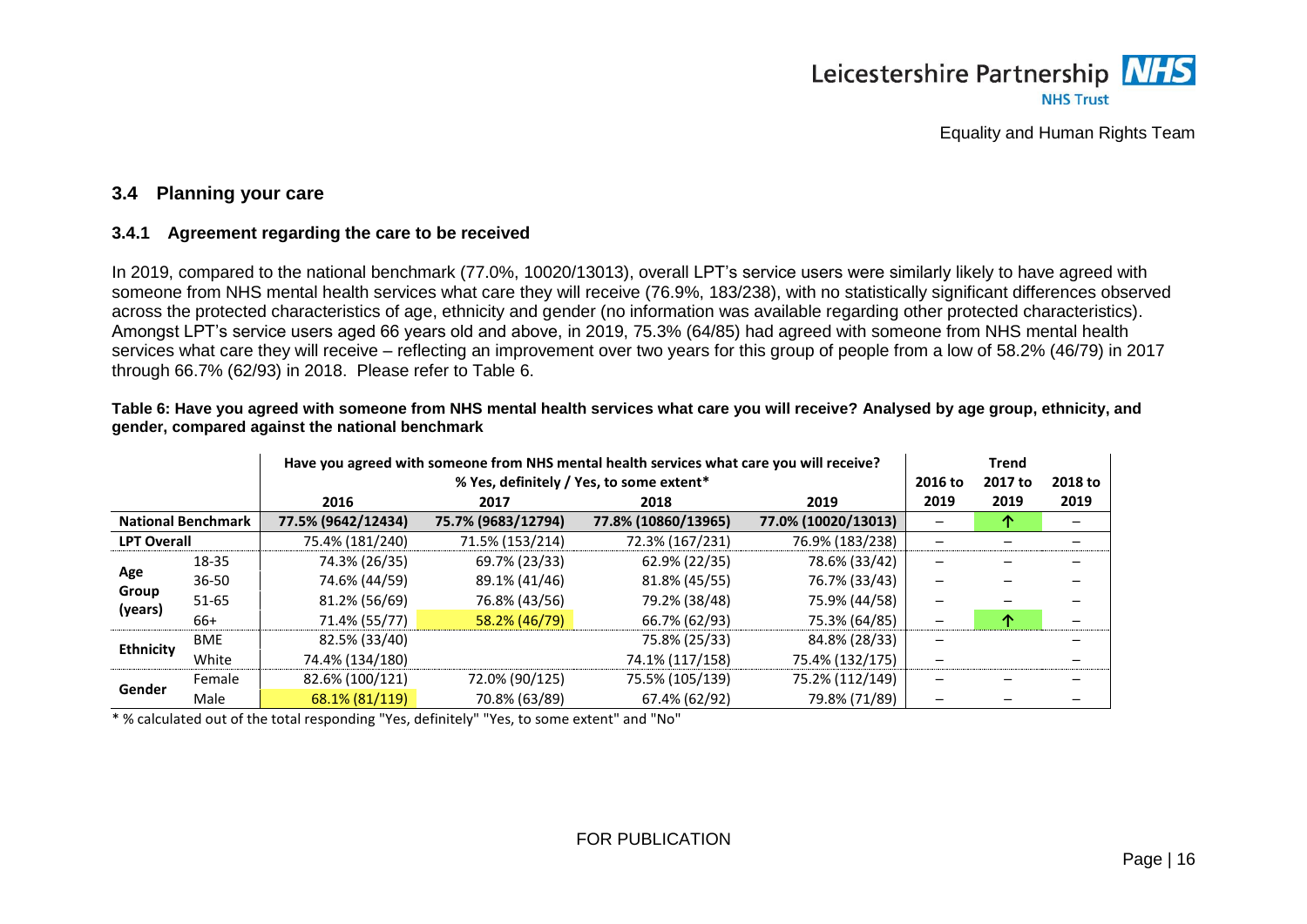### 3.4 Planning your care

#### 3.4.1 Agreement regarding the care to be received

In 2019, compared to the national benchmark (77.0%, 10020/13013), overall LPT's service users were similarly likely to have agreed with someone from NHS mental health services what care they will receive (76.9%, 183/238), with no statistically significant differences observed across the protected characteristics of age, ethnicity and gender (no information was available regarding other protected characteristics). Amongst LPT's service users aged 66 years old and above, in 2019, 75.3% (64/85) had agreed with someone from NHS mental health services what care they will receive – reflecting an improvement over two years for this group of people from a low of 58.2% (46/79) in 2017 through 66.7% (62/93) in 2018. Please refer to Table 6.

**Table 6: Have you agreed with someone from NHS mental health services what care you will receive? Analysed by age group, ethnicity, and gender, compared against the national benchmark**

| | | Have you agreed with someone from NHS mental health services what care you will receive? % Yes, definitely / Yes, to some extent* | | | | Trend | | |
|---|---|---|---|---|---|---|---|---|
| | | 2016 | 2017 | 2018 | 2019 | 2016 to 2019 | 2017 to 2019 | 2018 to 2019 |
| **National Benchmark** | | **77.5% (9642/12434)** | **75.7% (9683/12794)** | **77.8% (10860/13965)** | **77.0% (10020/13013)** | – | ↑ | – |
| **LPT Overall** | | 75.4% (181/240) | 71.5% (153/214) | 72.3% (167/231) | 76.9% (183/238) | – | – | – |
| **Age Group (years)** | 18-35 | 74.3% (26/35) | 69.7% (23/33) | 62.9% (22/35) | 78.6% (33/42) | – | – | – |
| | 36-50 | 74.6% (44/59) | 89.1% (41/46) | 81.8% (45/55) | 76.7% (33/43) | – | – | – |
| | 51-65 | 81.2% (56/69) | 76.8% (43/56) | 79.2% (38/48) | 75.9% (44/58) | – | – | – |
| | 66+ | 71.4% (55/77) | 58.2% (46/79) | 66.7% (62/93) | 75.3% (64/85) | – | ↑ | – |
| **Ethnicity** | BME | 82.5% (33/40) | | 75.8% (25/33) | 84.8% (28/33) | – | | – |
| | White | 74.4% (134/180) | | 74.1% (117/158) | 75.4% (132/175) | – | | – |
| **Gender** | Female | 82.6% (100/121) | 72.0% (90/125) | 75.5% (105/139) | 75.2% (112/149) | – | – | – |
| | Male | 68.1% (81/119) | 70.8% (63/89) | 67.4% (62/92) | 79.8% (71/89) | – | – | – |

* % calculated out of the total responding "Yes, definitely" "Yes, to some extent" and "No"

FOR PUBLICATION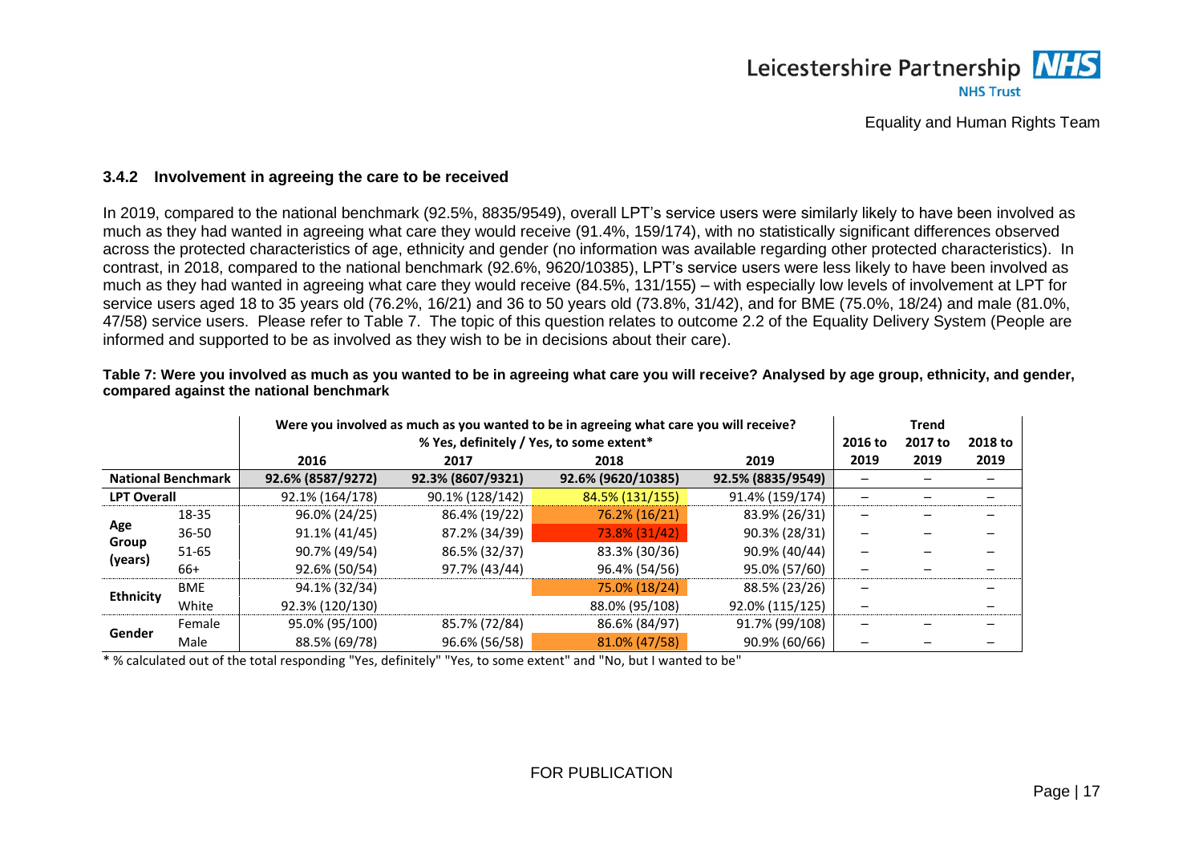### 3.4.2 Involvement in agreeing the care to be received

In 2019, compared to the national benchmark (92.5%, 8835/9549), overall LPT's service users were similarly likely to have been involved as much as they had wanted in agreeing what care they would receive (91.4%, 159/174), with no statistically significant differences observed across the protected characteristics of age, ethnicity and gender (no information was available regarding other protected characteristics). In contrast, in 2018, compared to the national benchmark (92.6%, 9620/10385), LPT's service users were less likely to have been involved as much as they had wanted in agreeing what care they would receive (84.5%, 131/155) – with especially low levels of involvement at LPT for service users aged 18 to 35 years old (76.2%, 16/21) and 36 to 50 years old (73.8%, 31/42), and for BME (75.0%, 18/24) and male (81.0%, 47/58) service users. Please refer to Table 7. The topic of this question relates to outcome 2.2 of the Equality Delivery System (People are informed and supported to be as involved as they wish to be in decisions about their care).

**Table 7: Were you involved as much as you wanted to be in agreeing what care you will receive? Analysed by age group, ethnicity, and gender, compared against the national benchmark**

| | | Were you involved as much as you wanted to be in agreeing what care you will receive? % Yes, definitely / Yes, to some extent* | | | | Trend | | |
|---|---|---|---|---|---|---|---|---|
| | | 2016 | 2017 | 2018 | 2019 | 2016 to 2019 | 2017 to 2019 | 2018 to 2019 |
| National Benchmark | | 92.6% (8587/9272) | 92.3% (8607/9321) | 92.6% (9620/10385) | 92.5% (8835/9549) | – | – | – |
| LPT Overall | | 92.1% (164/178) | 90.1% (128/142) | 84.5% (131/155) | 91.4% (159/174) | – | – | – |
| Age Group (years) | 18-35 | 96.0% (24/25) | 86.4% (19/22) | 76.2% (16/21) | 83.9% (26/31) | – | – | – |
| | 36-50 | 91.1% (41/45) | 87.2% (34/39) | 73.8% (31/42) | 90.3% (28/31) | – | – | – |
| | 51-65 | 90.7% (49/54) | 86.5% (32/37) | 83.3% (30/36) | 90.9% (40/44) | – | – | – |
| | 66+ | 92.6% (50/54) | 97.7% (43/44) | 96.4% (54/56) | 95.0% (57/60) | – | – | – |
| Ethnicity | BME | 94.1% (32/34) | | 75.0% (18/24) | 88.5% (23/26) | – | | – |
| | White | 92.3% (120/130) | | 88.0% (95/108) | 92.0% (115/125) | – | | – |
| Gender | Female | 95.0% (95/100) | 85.7% (72/84) | 86.6% (84/97) | 91.7% (99/108) | – | – | – |
| | Male | 88.5% (69/78) | 96.6% (56/58) | 81.0% (47/58) | 90.9% (60/66) | – | – | – |

* % calculated out of the total responding "Yes, definitely" "Yes, to some extent" and "No, but I wanted to be"

FOR PUBLICATION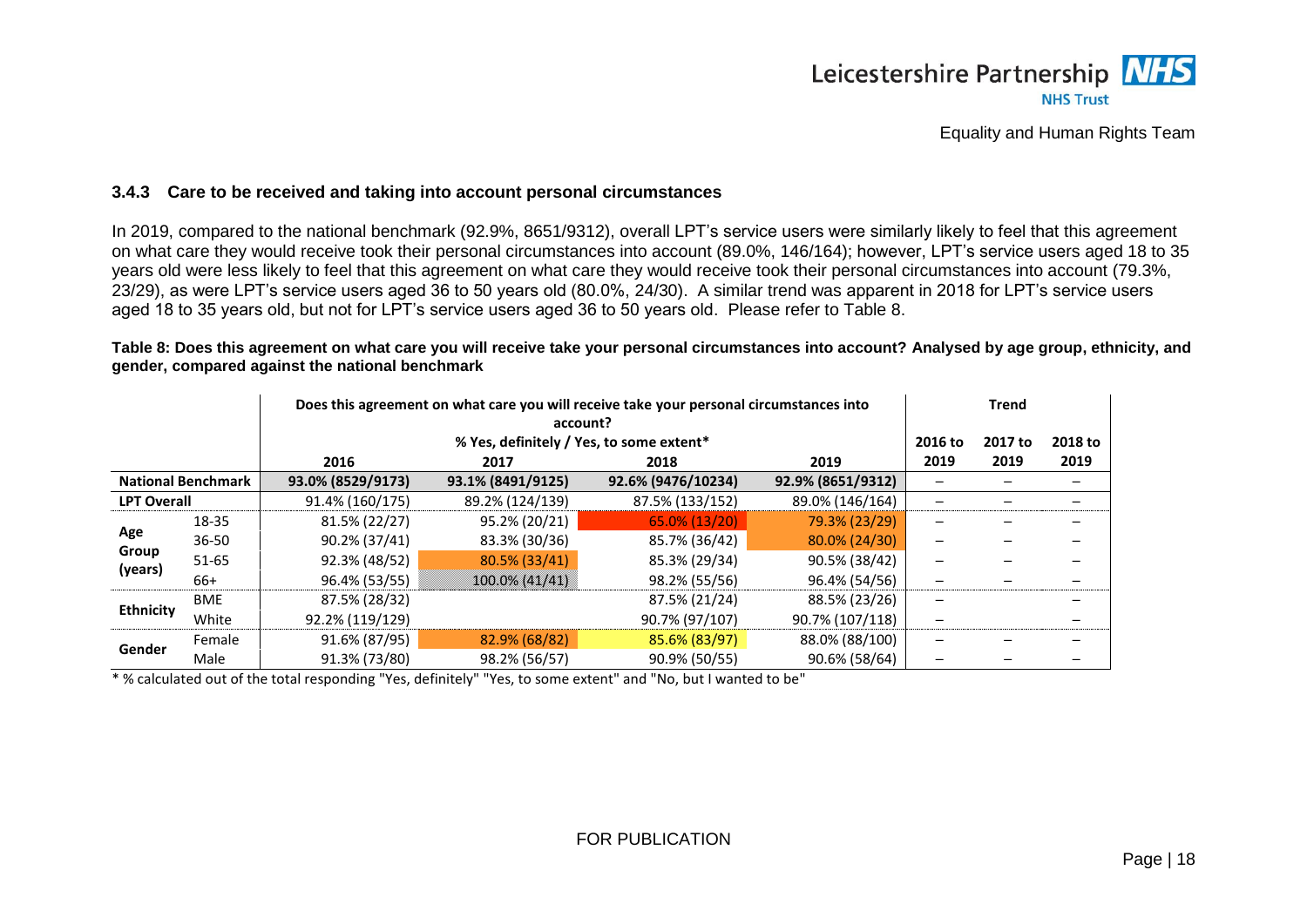### 3.4.3 Care to be received and taking into account personal circumstances

In 2019, compared to the national benchmark (92.9%, 8651/9312), overall LPT's service users were similarly likely to feel that this agreement on what care they would receive took their personal circumstances into account (89.0%, 146/164); however, LPT's service users aged 18 to 35 years old were less likely to feel that this agreement on what care they would receive took their personal circumstances into account (79.3%, 23/29), as were LPT's service users aged 36 to 50 years old (80.0%, 24/30). A similar trend was apparent in 2018 for LPT's service users aged 18 to 35 years old, but not for LPT's service users aged 36 to 50 years old. Please refer to Table 8.

**Table 8: Does this agreement on what care you will receive take your personal circumstances into account? Analysed by age group, ethnicity, and gender, compared against the national benchmark**

| | | Does this agreement on what care you will receive take your personal circumstances into account? % Yes, definitely / Yes, to some extent* | | | | Trend | | |
|---|---|---|---|---|---|---|---|---|
| | | 2016 | 2017 | 2018 | 2019 | 2016 to 2019 | 2017 to 2019 | 2018 to 2019 |
| **National Benchmark** | | **93.0% (8529/9173)** | **93.1% (8491/9125)** | **92.6% (9476/10234)** | **92.9% (8651/9312)** | – | – | – |
| **LPT Overall** | | 91.4% (160/175) | 89.2% (124/139) | 87.5% (133/152) | 89.0% (146/164) | – | – | – |
| **Age Group (years)** | 18-35 | 81.5% (22/27) | 95.2% (20/21) | 65.0% (13/20) | 79.3% (23/29) | – | – | – |
| | 36-50 | 90.2% (37/41) | 83.3% (30/36) | 85.7% (36/42) | 80.0% (24/30) | – | – | – |
| | 51-65 | 92.3% (48/52) | 80.5% (33/41) | 85.3% (29/34) | 90.5% (38/42) | – | – | – |
| | 66+ | 96.4% (53/55) | 100.0% (41/41) | 98.2% (55/56) | 96.4% (54/56) | – | – | – |
| **Ethnicity** | BME | 87.5% (28/32) | | 87.5% (21/24) | 88.5% (23/26) | – | | – |
| | White | 92.2% (119/129) | | 90.7% (97/107) | 90.7% (107/118) | – | | – |
| **Gender** | Female | 91.6% (87/95) | 82.9% (68/82) | 85.6% (83/97) | 88.0% (88/100) | – | – | – |
| | Male | 91.3% (73/80) | 98.2% (56/57) | 90.9% (50/55) | 90.6% (58/64) | – | – | – |

* % calculated out of the total responding "Yes, definitely" "Yes, to some extent" and "No, but I wanted to be"

FOR PUBLICATION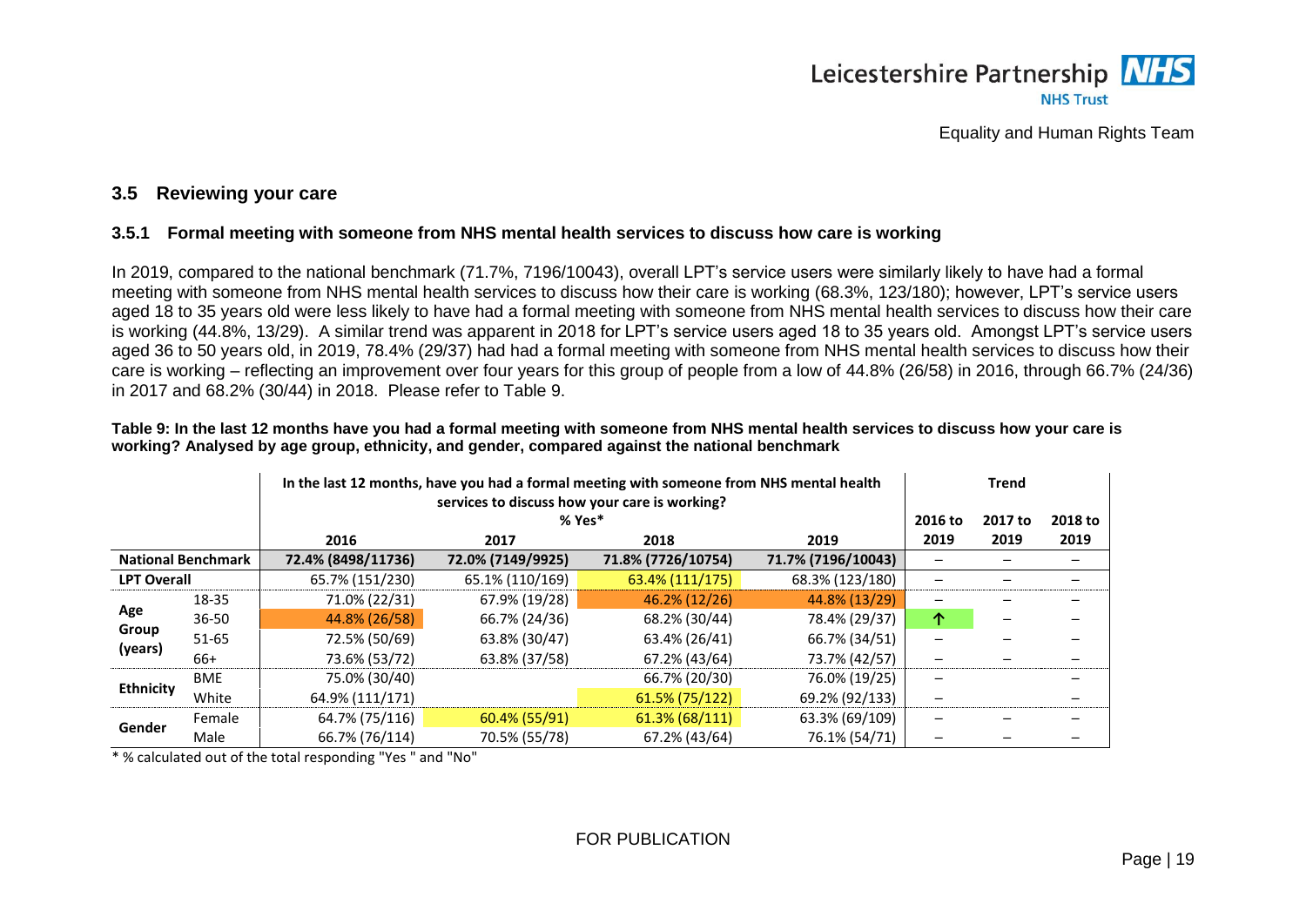## 3.5 Reviewing your care

### 3.5.1 Formal meeting with someone from NHS mental health services to discuss how care is working

In 2019, compared to the national benchmark (71.7%, 7196/10043), overall LPT's service users were similarly likely to have had a formal meeting with someone from NHS mental health services to discuss how their care is working (68.3%, 123/180); however, LPT's service users aged 18 to 35 years old were less likely to have had a formal meeting with someone from NHS mental health services to discuss how their care is working (44.8%, 13/29). A similar trend was apparent in 2018 for LPT's service users aged 18 to 35 years old. Amongst LPT's service users aged 36 to 50 years old, in 2019, 78.4% (29/37) had had a formal meeting with someone from NHS mental health services to discuss how their care is working – reflecting an improvement over four years for this group of people from a low of 44.8% (26/58) in 2016, through 66.7% (24/36) in 2017 and 68.2% (30/44) in 2018. Please refer to Table 9.

**Table 9: In the last 12 months have you had a formal meeting with someone from NHS mental health services to discuss how your care is working? Analysed by age group, ethnicity, and gender, compared against the national benchmark**

| | | In the last 12 months, have you had a formal meeting with someone from NHS mental health services to discuss how your care is working? % Yes* | | | | Trend | | |
|---|---|---|---|---|---|---|---|---|
| | | 2016 | 2017 | 2018 | 2019 | 2016 to 2019 | 2017 to 2019 | 2018 to 2019 |
| **National Benchmark** | | **72.4% (8498/11736)** | **72.0% (7149/9925)** | **71.8% (7726/10754)** | **71.7% (7196/10043)** | – | – | – |
| **LPT Overall** | | 65.7% (151/230) | 65.1% (110/169) | 63.4% (111/175) | 68.3% (123/180) | – | – | – |
| **Age Group (years)** | 18-35 | 71.0% (22/31) | 67.9% (19/28) | 46.2% (12/26) | 44.8% (13/29) | – | – | – |
| | 36-50 | 44.8% (26/58) | 66.7% (24/36) | 68.2% (30/44) | 78.4% (29/37) | ↑ | – | – |
| | 51-65 | 72.5% (50/69) | 63.8% (30/47) | 63.4% (26/41) | 66.7% (34/51) | – | – | – |
| | 66+ | 73.6% (53/72) | 63.8% (37/58) | 67.2% (43/64) | 73.7% (42/57) | – | – | – |
| **Ethnicity** | BME | 75.0% (30/40) | | 66.7% (20/30) | 76.0% (19/25) | – | | – |
| | White | 64.9% (111/171) | | 61.5% (75/122) | 69.2% (92/133) | – | | – |
| **Gender** | Female | 64.7% (75/116) | 60.4% (55/91) | 61.3% (68/111) | 63.3% (69/109) | – | – | – |
| | Male | 66.7% (76/114) | 70.5% (55/78) | 67.2% (43/64) | 76.1% (54/71) | – | – | – |

* % calculated out of the total responding "Yes " and "No"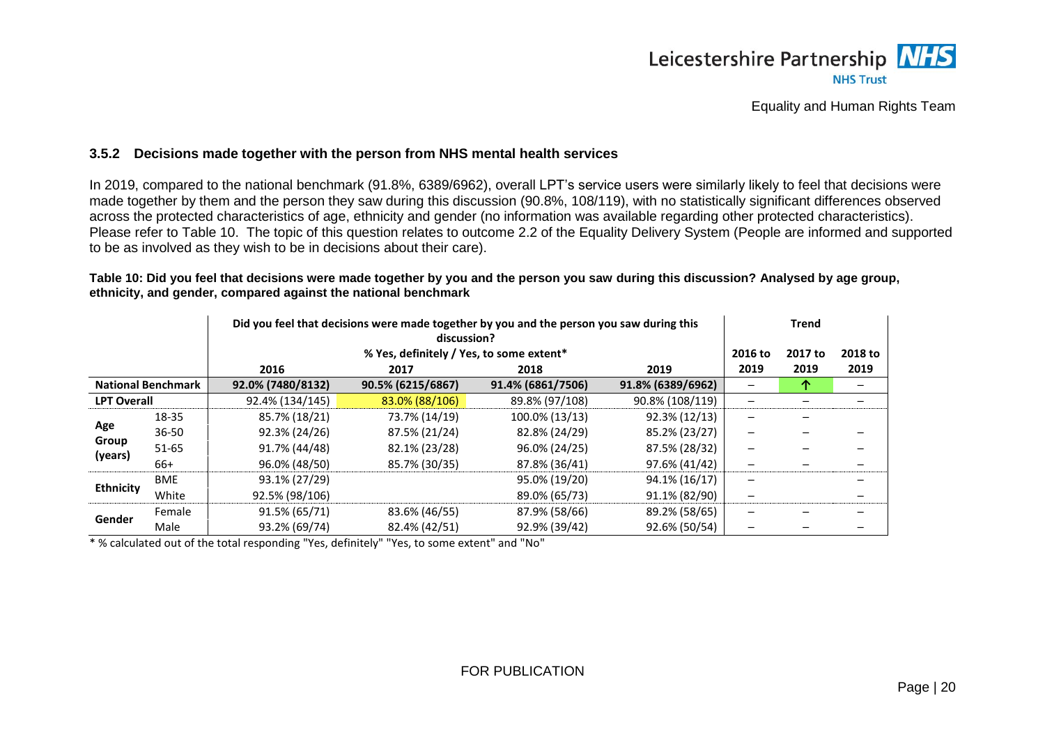### 3.5.2 Decisions made together with the person from NHS mental health services

In 2019, compared to the national benchmark (91.8%, 6389/6962), overall LPT's service users were similarly likely to feel that decisions were made together by them and the person they saw during this discussion (90.8%, 108/119), with no statistically significant differences observed across the protected characteristics of age, ethnicity and gender (no information was available regarding other protected characteristics). Please refer to Table 10. The topic of this question relates to outcome 2.2 of the Equality Delivery System (People are informed and supported to be as involved as they wish to be in decisions about their care).

**Table 10: Did you feel that decisions were made together by you and the person you saw during this discussion? Analysed by age group, ethnicity, and gender, compared against the national benchmark**

| | | Did you feel that decisions were made together by you and the person you saw during this discussion? | | | | Trend | | |
|---|---|---|---|---|---|---|---|---|
| | | % Yes, definitely / Yes, to some extent* | | | | 2016 to 2019 | 2017 to 2019 | 2018 to 2019 |
| | | 2016 | 2017 | 2018 | 2019 | | | |
| **National Benchmark** | | **92.0% (7480/8132)** | **90.5% (6215/6867)** | **91.4% (6861/7506)** | **91.8% (6389/6962)** | – | ↑ | – |
| **LPT Overall** | | 92.4% (134/145) | 83.0% (88/106) | 89.8% (97/108) | 90.8% (108/119) | – | – | – |
| **Age Group (years)** | 18-35 | 85.7% (18/21) | 73.7% (14/19) | 100.0% (13/13) | 92.3% (12/13) | – | – | |
| | 36-50 | 92.3% (24/26) | 87.5% (21/24) | 82.8% (24/29) | 85.2% (23/27) | – | – | – |
| | 51-65 | 91.7% (44/48) | 82.1% (23/28) | 96.0% (24/25) | 87.5% (28/32) | – | – | – |
| | 66+ | 96.0% (48/50) | 85.7% (30/35) | 87.8% (36/41) | 97.6% (41/42) | – | – | – |
| **Ethnicity** | BME | 93.1% (27/29) | | 95.0% (19/20) | 94.1% (16/17) | – | | – |
| | White | 92.5% (98/106) | | 89.0% (65/73) | 91.1% (82/90) | – | | – |
| **Gender** | Female | 91.5% (65/71) | 83.6% (46/55) | 87.9% (58/66) | 89.2% (58/65) | – | – | – |
| | Male | 93.2% (69/74) | 82.4% (42/51) | 92.9% (39/42) | 92.6% (50/54) | – | – | – |

\* % calculated out of the total responding "Yes, definitely" "Yes, to some extent" and "No"

FOR PUBLICATION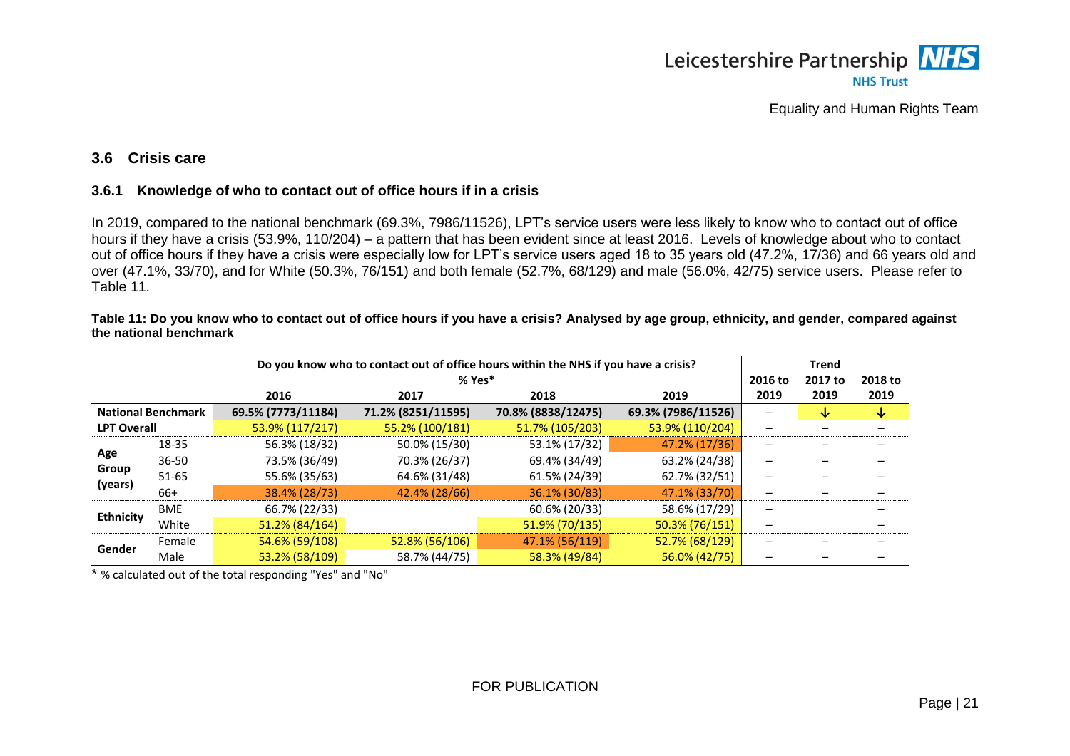## 3.6 Crisis care

### 3.6.1 Knowledge of who to contact out of office hours if in a crisis

In 2019, compared to the national benchmark (69.3%, 7986/11526), LPT's service users were less likely to know who to contact out of office hours if they have a crisis (53.9%, 110/204) – a pattern that has been evident since at least 2016. Levels of knowledge about who to contact out of office hours if they have a crisis were especially low for LPT's service users aged 18 to 35 years old (47.2%, 17/36) and 66 years old and over (47.1%, 33/70), and for White (50.3%, 76/151) and both female (52.7%, 68/129) and male (56.0%, 42/75) service users. Please refer to Table 11.

**Table 11: Do you know who to contact out of office hours if you have a crisis? Analysed by age group, ethnicity, and gender, compared against the national benchmark**

| | | Do you know who to contact out of office hours within the NHS if you have a crisis? % Yes* | | | | Trend | | |
|---|---|---|---|---|---|---|---|---|
| | | 2016 | 2017 | 2018 | 2019 | 2016 to 2019 | 2017 to 2019 | 2018 to 2019 |
| National Benchmark | | 69.5% (7773/11184) | 71.2% (8251/11595) | 70.8% (8838/12475) | 69.3% (7986/11526) | – | ↓ | ↓ |
| LPT Overall | | 53.9% (117/217) | 55.2% (100/181) | 51.7% (105/203) | 53.9% (110/204) | – | – | – |
| Age Group (years) | 18-35 | 56.3% (18/32) | 50.0% (15/30) | 53.1% (17/32) | 47.2% (17/36) | – | – | – |
| | 36-50 | 73.5% (36/49) | 70.3% (26/37) | 69.4% (34/49) | 63.2% (24/38) | – | – | – |
| | 51-65 | 55.6% (35/63) | 64.6% (31/48) | 61.5% (24/39) | 62.7% (32/51) | – | – | – |
| | 66+ | 38.4% (28/73) | 42.4% (28/66) | 36.1% (30/83) | 47.1% (33/70) | – | – | – |
| Ethnicity | BME | 66.7% (22/33) | | 60.6% (20/33) | 58.6% (17/29) | – | | – |
| | White | 51.2% (84/164) | | 51.9% (70/135) | 50.3% (76/151) | – | | – |
| Gender | Female | 54.6% (59/108) | 52.8% (56/106) | 47.1% (56/119) | 52.7% (68/129) | – | – | – |
| | Male | 53.2% (58/109) | 58.7% (44/75) | 58.3% (49/84) | 56.0% (42/75) | – | – | – |

* % calculated out of the total responding "Yes" and "No"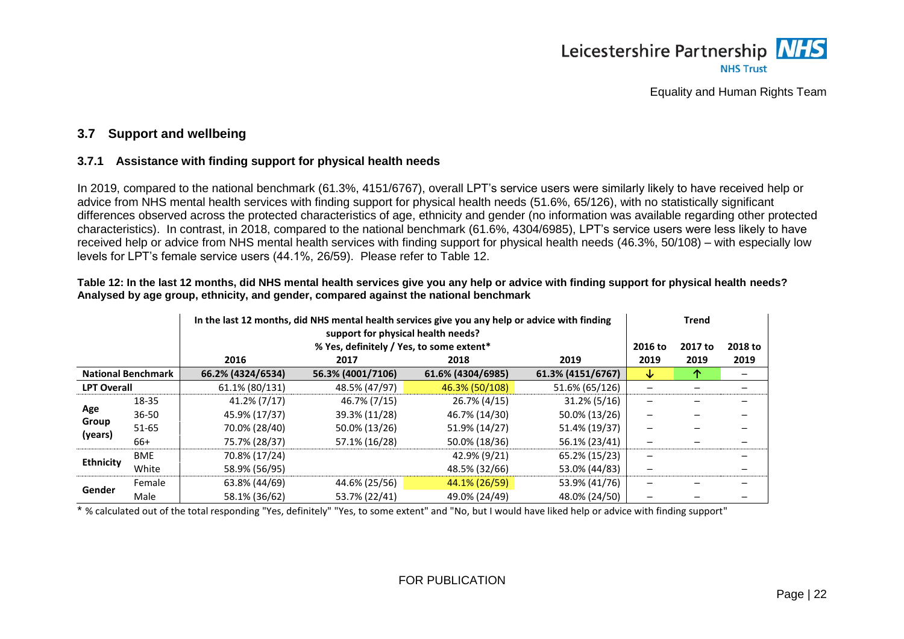## 3.7 Support and wellbeing

### 3.7.1 Assistance with finding support for physical health needs

In 2019, compared to the national benchmark (61.3%, 4151/6767), overall LPT's service users were similarly likely to have received help or advice from NHS mental health services with finding support for physical health needs (51.6%, 65/126), with no statistically significant differences observed across the protected characteristics of age, ethnicity and gender (no information was available regarding other protected characteristics). In contrast, in 2018, compared to the national benchmark (61.6%, 4304/6985), LPT's service users were less likely to have received help or advice from NHS mental health services with finding support for physical health needs (46.3%, 50/108) – with especially low levels for LPT's female service users (44.1%, 26/59). Please refer to Table 12.

**Table 12: In the last 12 months, did NHS mental health services give you any help or advice with finding support for physical health needs? Analysed by age group, ethnicity, and gender, compared against the national benchmark**

| | | In the last 12 months, did NHS mental health services give you any help or advice with finding support for physical health needs? % Yes, definitely / Yes, to some extent* | | | | Trend | | |
|---|---|---|---|---|---|---|---|---|
| | | 2016 | 2017 | 2018 | 2019 | 2016 to 2019 | 2017 to 2019 | 2018 to 2019 |
| **National Benchmark** | | 66.2% (4324/6534) | 56.3% (4001/7106) | 61.6% (4304/6985) | 61.3% (4151/6767) | ↓ | ↑ | – |
| **LPT Overall** | | 61.1% (80/131) | 48.5% (47/97) | 46.3% (50/108) | 51.6% (65/126) | – | – | – |
| **Age Group (years)** | 18-35 | 41.2% (7/17) | 46.7% (7/15) | 26.7% (4/15) | 31.2% (5/16) | – | – | – |
| | 36-50 | 45.9% (17/37) | 39.3% (11/28) | 46.7% (14/30) | 50.0% (13/26) | – | – | – |
| | 51-65 | 70.0% (28/40) | 50.0% (13/26) | 51.9% (14/27) | 51.4% (19/37) | – | – | – |
| | 66+ | 75.7% (28/37) | 57.1% (16/28) | 50.0% (18/36) | 56.1% (23/41) | – | – | – |
| **Ethnicity** | BME | 70.8% (17/24) | | 42.9% (9/21) | 65.2% (15/23) | – | | – |
| | White | 58.9% (56/95) | | 48.5% (32/66) | 53.0% (44/83) | – | | – |
| **Gender** | Female | 63.8% (44/69) | 44.6% (25/56) | 44.1% (26/59) | 53.9% (41/76) | – | – | – |
| | Male | 58.1% (36/62) | 53.7% (22/41) | 49.0% (24/49) | 48.0% (24/50) | – | – | – |

* % calculated out of the total responding "Yes, definitely" "Yes, to some extent" and "No, but I would have liked help or advice with finding support"

FOR PUBLICATION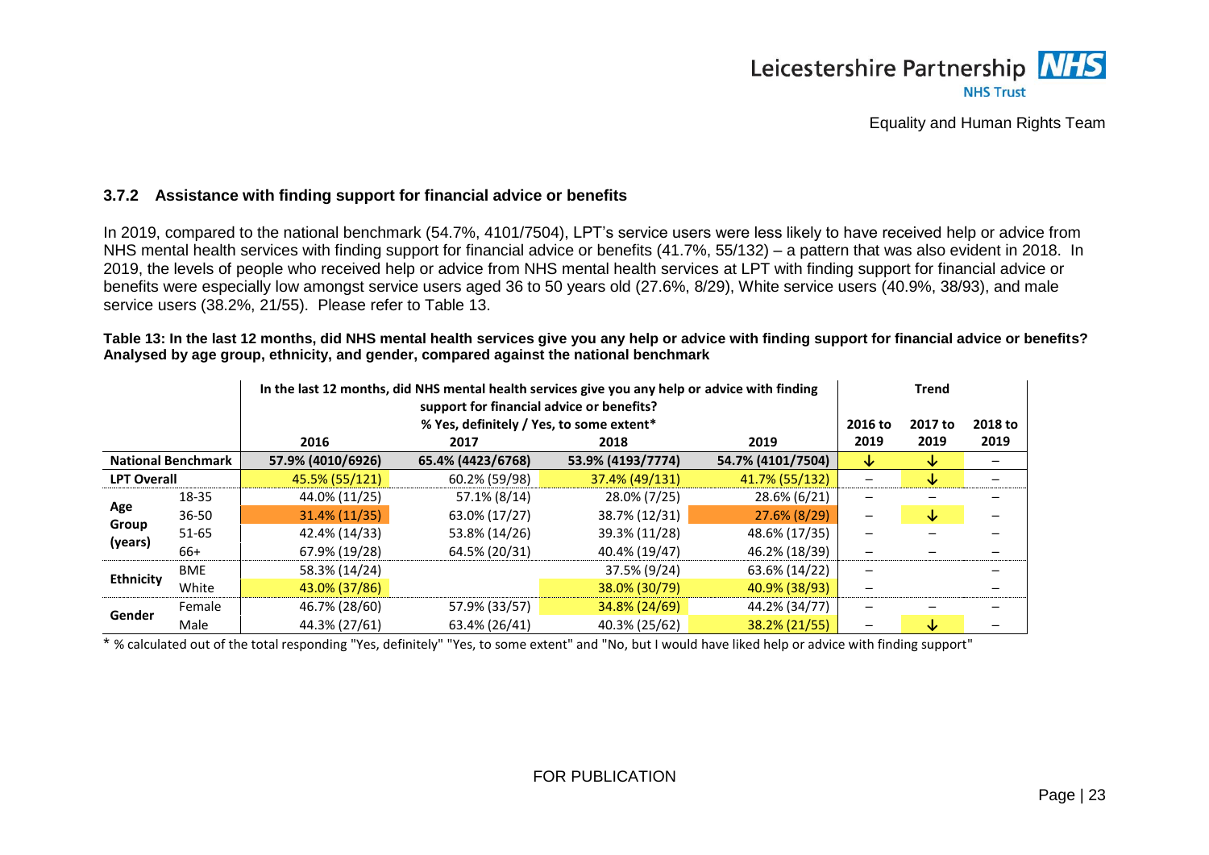### 3.7.2 Assistance with finding support for financial advice or benefits

In 2019, compared to the national benchmark (54.7%, 4101/7504), LPT's service users were less likely to have received help or advice from NHS mental health services with finding support for financial advice or benefits (41.7%, 55/132) – a pattern that was also evident in 2018. In 2019, the levels of people who received help or advice from NHS mental health services at LPT with finding support for financial advice or benefits were especially low amongst service users aged 36 to 50 years old (27.6%, 8/29), White service users (40.9%, 38/93), and male service users (38.2%, 21/55). Please refer to Table 13.

**Table 13: In the last 12 months, did NHS mental health services give you any help or advice with finding support for financial advice or benefits? Analysed by age group, ethnicity, and gender, compared against the national benchmark**

| | | In the last 12 months, did NHS mental health services give you any help or advice with finding support for financial advice or benefits? % Yes, definitely / Yes, to some extent* | | | | Trend | | |
|---|---|---|---|---|---|---|---|---|
| | | 2016 | 2017 | 2018 | 2019 | 2016 to 2019 | 2017 to 2019 | 2018 to 2019 |
| National Benchmark | | 57.9% (4010/6926) | 65.4% (4423/6768) | 53.9% (4193/7774) | 54.7% (4101/7504) | ↓ | ↓ | – |
| LPT Overall | | 45.5% (55/121) | 60.2% (59/98) | 37.4% (49/131) | 41.7% (55/132) | – | ↓ | – |
| Age Group (years) | 18-35 | 44.0% (11/25) | 57.1% (8/14) | 28.0% (7/25) | 28.6% (6/21) | – | – | – |
| | 36-50 | 31.4% (11/35) | 63.0% (17/27) | 38.7% (12/31) | 27.6% (8/29) | – | ↓ | – |
| | 51-65 | 42.4% (14/33) | 53.8% (14/26) | 39.3% (11/28) | 48.6% (17/35) | – | – | – |
| | 66+ | 67.9% (19/28) | 64.5% (20/31) | 40.4% (19/47) | 46.2% (18/39) | – | – | – |
| Ethnicity | BME | 58.3% (14/24) | | 37.5% (9/24) | 63.6% (14/22) | – | | – |
| | White | 43.0% (37/86) | | 38.0% (30/79) | 40.9% (38/93) | – | | – |
| Gender | Female | 46.7% (28/60) | 57.9% (33/57) | 34.8% (24/69) | 44.2% (34/77) | – | – | – |
| | Male | 44.3% (27/61) | 63.4% (26/41) | 40.3% (25/62) | 38.2% (21/55) | – | ↓ | – |

* % calculated out of the total responding "Yes, definitely" "Yes, to some extent" and "No, but I would have liked help or advice with finding support"

FOR PUBLICATION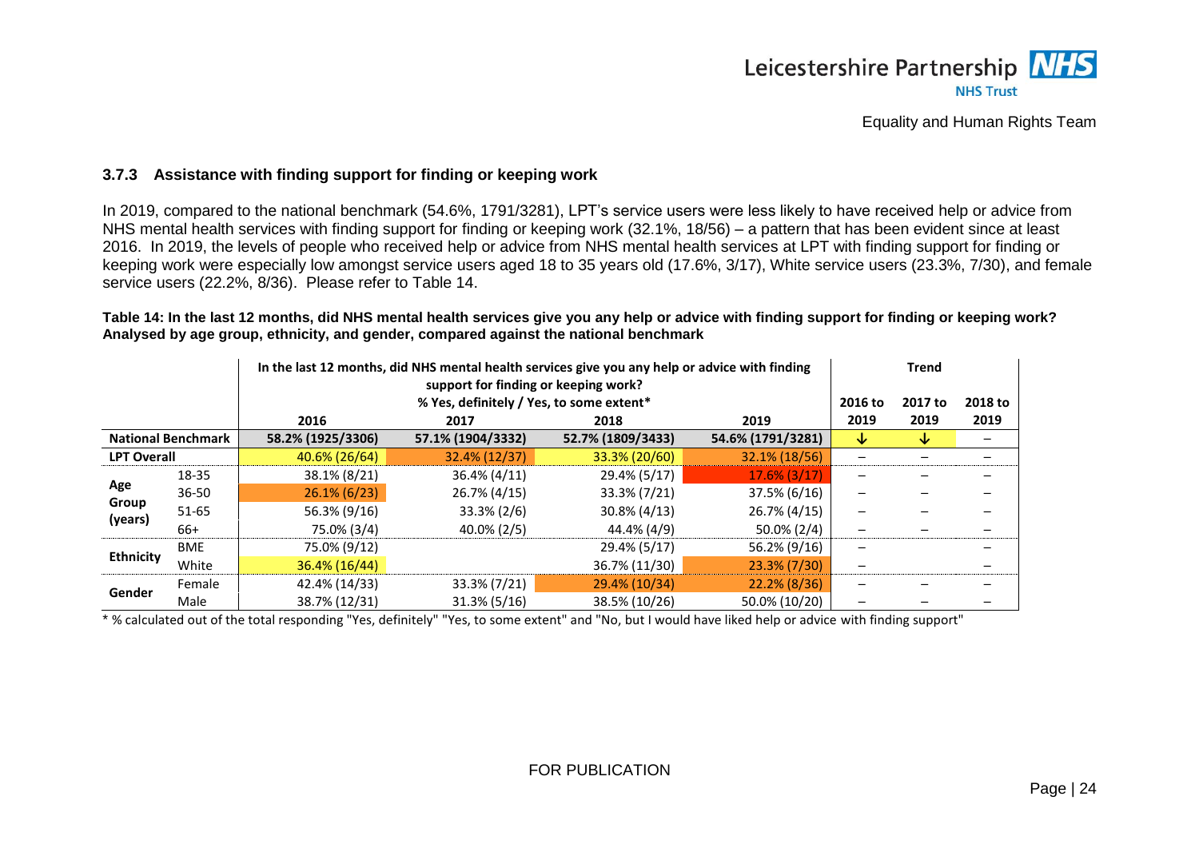### 3.7.3 Assistance with finding support for finding or keeping work

In 2019, compared to the national benchmark (54.6%, 1791/3281), LPT's service users were less likely to have received help or advice from NHS mental health services with finding support for finding or keeping work (32.1%, 18/56) – a pattern that has been evident since at least 2016. In 2019, the levels of people who received help or advice from NHS mental health services at LPT with finding support for finding or keeping work were especially low amongst service users aged 18 to 35 years old (17.6%, 3/17), White service users (23.3%, 7/30), and female service users (22.2%, 8/36). Please refer to Table 14.

**Table 14: In the last 12 months, did NHS mental health services give you any help or advice with finding support for finding or keeping work? Analysed by age group, ethnicity, and gender, compared against the national benchmark**

| | | In the last 12 months, did NHS mental health services give you any help or advice with finding support for finding or keeping work? % Yes, definitely / Yes, to some extent* | | | | Trend | | |
|---|---|---|---|---|---|---|---|---|
| | | 2016 | 2017 | 2018 | 2019 | 2016 to 2019 | 2017 to 2019 | 2018 to 2019 |
| National Benchmark | | 58.2% (1925/3306) | 57.1% (1904/3332) | 52.7% (1809/3433) | 54.6% (1791/3281) | ↓ | ↓ | – |
| LPT Overall | | 40.6% (26/64) | 32.4% (12/37) | 33.3% (20/60) | 32.1% (18/56) | – | – | – |
| Age Group (years) | 18-35 | 38.1% (8/21) | 36.4% (4/11) | 29.4% (5/17) | 17.6% (3/17) | – | – | – |
| | 36-50 | 26.1% (6/23) | 26.7% (4/15) | 33.3% (7/21) | 37.5% (6/16) | – | – | – |
| | 51-65 | 56.3% (9/16) | 33.3% (2/6) | 30.8% (4/13) | 26.7% (4/15) | – | – | – |
| | 66+ | 75.0% (3/4) | 40.0% (2/5) | 44.4% (4/9) | 50.0% (2/4) | – | – | – |
| Ethnicity | BME | 75.0% (9/12) | | 29.4% (5/17) | 56.2% (9/16) | – | | – |
| | White | 36.4% (16/44) | | 36.7% (11/30) | 23.3% (7/30) | – | | – |
| Gender | Female | 42.4% (14/33) | 33.3% (7/21) | 29.4% (10/34) | 22.2% (8/36) | – | – | – |
| | Male | 38.7% (12/31) | 31.3% (5/16) | 38.5% (10/26) | 50.0% (10/20) | – | – | – |

* % calculated out of the total responding "Yes, definitely" "Yes, to some extent" and "No, but I would have liked help or advice with finding support"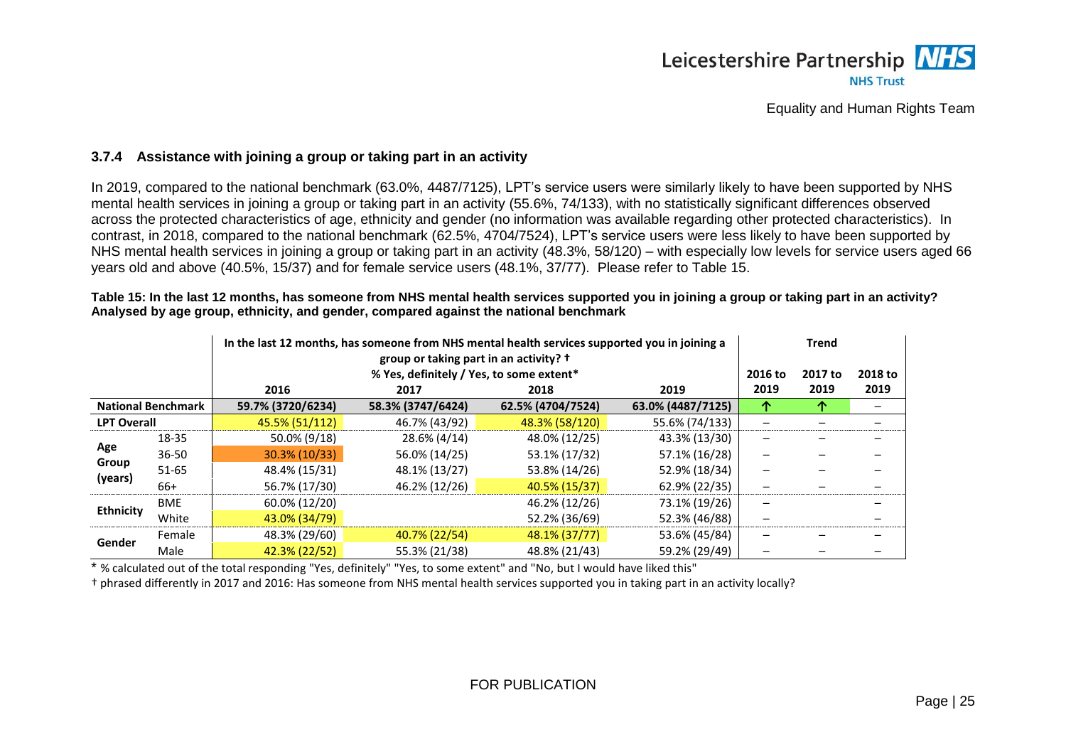### 3.7.4 Assistance with joining a group or taking part in an activity

In 2019, compared to the national benchmark (63.0%, 4487/7125), LPT's service users were similarly likely to have been supported by NHS mental health services in joining a group or taking part in an activity (55.6%, 74/133), with no statistically significant differences observed across the protected characteristics of age, ethnicity and gender (no information was available regarding other protected characteristics). In contrast, in 2018, compared to the national benchmark (62.5%, 4704/7524), LPT's service users were less likely to have been supported by NHS mental health services in joining a group or taking part in an activity (48.3%, 58/120) – with especially low levels for service users aged 66 years old and above (40.5%, 15/37) and for female service users (48.1%, 37/77). Please refer to Table 15.

**Table 15: In the last 12 months, has someone from NHS mental health services supported you in joining a group or taking part in an activity? Analysed by age group, ethnicity, and gender, compared against the national benchmark**

| | | In the last 12 months, has someone from NHS mental health services supported you in joining a group or taking part in an activity? † % Yes, definitely / Yes, to some extent* | | | | Trend | | |
|---|---|---|---|---|---|---|---|---|
| | | 2016 | 2017 | 2018 | 2019 | 2016 to 2019 | 2017 to 2019 | 2018 to 2019 |
| National Benchmark | | 59.7% (3720/6234) | 58.3% (3747/6424) | 62.5% (4704/7524) | 63.0% (4487/7125) | ↑ | ↑ | – |
| LPT Overall | | 45.5% (51/112) | 46.7% (43/92) | 48.3% (58/120) | 55.6% (74/133) | – | – | – |
| Age Group (years) | 18-35 | 50.0% (9/18) | 28.6% (4/14) | 48.0% (12/25) | 43.3% (13/30) | – | – | – |
| | 36-50 | 30.3% (10/33) | 56.0% (14/25) | 53.1% (17/32) | 57.1% (16/28) | – | – | – |
| | 51-65 | 48.4% (15/31) | 48.1% (13/27) | 53.8% (14/26) | 52.9% (18/34) | – | – | – |
| | 66+ | 56.7% (17/30) | 46.2% (12/26) | 40.5% (15/37) | 62.9% (22/35) | – | – | – |
| Ethnicity | BME | 60.0% (12/20) | | 46.2% (12/26) | 73.1% (19/26) | – | | – |
| | White | 43.0% (34/79) | | 52.2% (36/69) | 52.3% (46/88) | – | | – |
| Gender | Female | 48.3% (29/60) | 40.7% (22/54) | 48.1% (37/77) | 53.6% (45/84) | – | – | – |
| | Male | 42.3% (22/52) | 55.3% (21/38) | 48.8% (21/43) | 59.2% (29/49) | – | – | – |

* % calculated out of the total responding "Yes, definitely" "Yes, to some extent" and "No, but I would have liked this"

† phrased differently in 2017 and 2016: Has someone from NHS mental health services supported you in taking part in an activity locally?

FOR PUBLICATION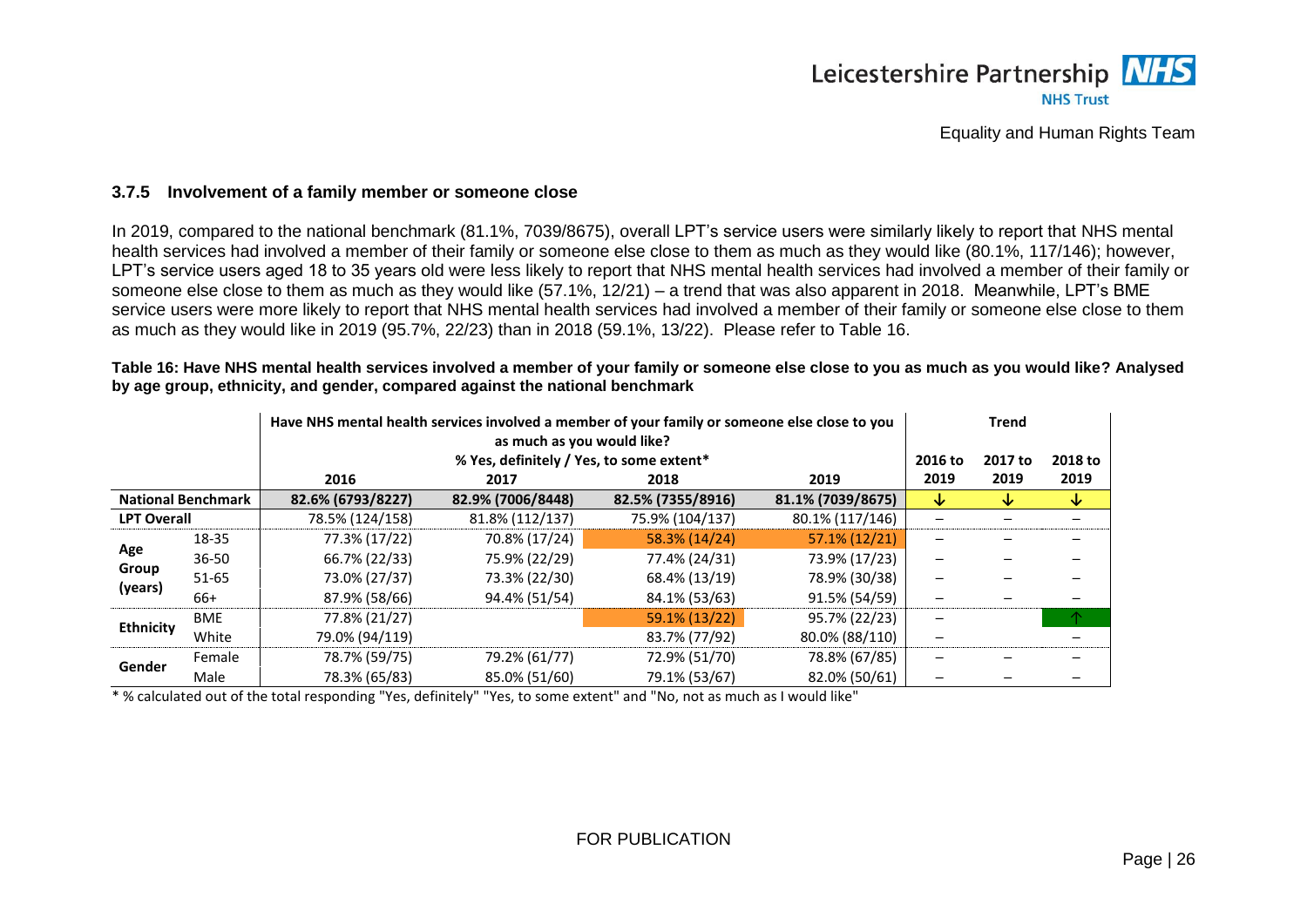### 3.7.5 Involvement of a family member or someone close

In 2019, compared to the national benchmark (81.1%, 7039/8675), overall LPT's service users were similarly likely to report that NHS mental health services had involved a member of their family or someone else close to them as much as they would like (80.1%, 117/146); however, LPT's service users aged 18 to 35 years old were less likely to report that NHS mental health services had involved a member of their family or someone else close to them as much as they would like (57.1%, 12/21) – a trend that was also apparent in 2018. Meanwhile, LPT's BME service users were more likely to report that NHS mental health services had involved a member of their family or someone else close to them as much as they would like in 2019 (95.7%, 22/23) than in 2018 (59.1%, 13/22). Please refer to Table 16.

**Table 16: Have NHS mental health services involved a member of your family or someone else close to you as much as you would like? Analysed by age group, ethnicity, and gender, compared against the national benchmark**

| | | Have NHS mental health services involved a member of your family or someone else close to you as much as you would like? % Yes, definitely / Yes, to some extent* | | | | Trend | | |
|---|---|---|---|---|---|---|---|---|
| | | 2016 | 2017 | 2018 | 2019 | 2016 to 2019 | 2017 to 2019 | 2018 to 2019 |
| National Benchmark | | 82.6% (6793/8227) | 82.9% (7006/8448) | 82.5% (7355/8916) | 81.1% (7039/8675) | ↓ | ↓ | ↓ |
| LPT Overall | | 78.5% (124/158) | 81.8% (112/137) | 75.9% (104/137) | 80.1% (117/146) | – | – | – |
| Age Group (years) | 18-35 | 77.3% (17/22) | 70.8% (17/24) | 58.3% (14/24) | 57.1% (12/21) | – | – | – |
| | 36-50 | 66.7% (22/33) | 75.9% (22/29) | 77.4% (24/31) | 73.9% (17/23) | – | – | – |
| | 51-65 | 73.0% (27/37) | 73.3% (22/30) | 68.4% (13/19) | 78.9% (30/38) | – | – | – |
| | 66+ | 87.9% (58/66) | 94.4% (51/54) | 84.1% (53/63) | 91.5% (54/59) | – | – | – |
| Ethnicity | BME | 77.8% (21/27) | | 59.1% (13/22) | 95.7% (22/23) | – | | ↑ |
| | White | 79.0% (94/119) | | 83.7% (77/92) | 80.0% (88/110) | – | | – |
| Gender | Female | 78.7% (59/75) | 79.2% (61/77) | 72.9% (51/70) | 78.8% (67/85) | – | – | – |
| | Male | 78.3% (65/83) | 85.0% (51/60) | 79.1% (53/67) | 82.0% (50/61) | – | – | – |

\* % calculated out of the total responding "Yes, definitely" "Yes, to some extent" and "No, not as much as I would like"

FOR PUBLICATION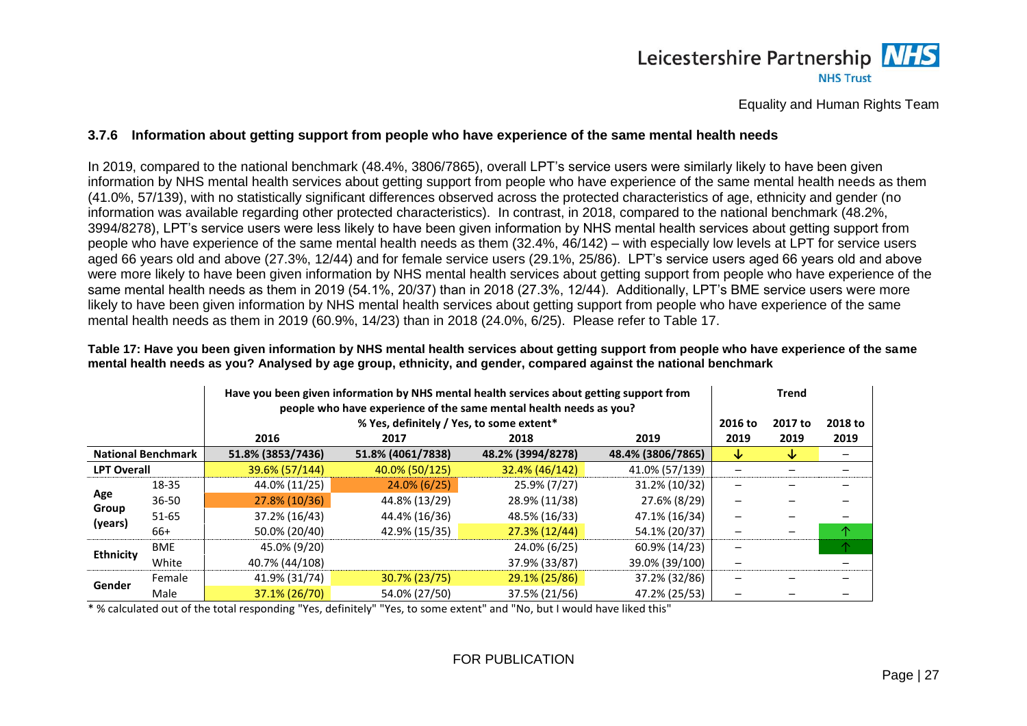### 3.7.6 Information about getting support from people who have experience of the same mental health needs

In 2019, compared to the national benchmark (48.4%, 3806/7865), overall LPT's service users were similarly likely to have been given information by NHS mental health services about getting support from people who have experience of the same mental health needs as them (41.0%, 57/139), with no statistically significant differences observed across the protected characteristics of age, ethnicity and gender (no information was available regarding other protected characteristics). In contrast, in 2018, compared to the national benchmark (48.2%, 3994/8278), LPT's service users were less likely to have been given information by NHS mental health services about getting support from people who have experience of the same mental health needs as them (32.4%, 46/142) – with especially low levels at LPT for service users aged 66 years old and above (27.3%, 12/44) and for female service users (29.1%, 25/86). LPT's service users aged 66 years old and above were more likely to have been given information by NHS mental health services about getting support from people who have experience of the same mental health needs as them in 2019 (54.1%, 20/37) than in 2018 (27.3%, 12/44). Additionally, LPT's BME service users were more likely to have been given information by NHS mental health services about getting support from people who have experience of the same mental health needs as them in 2019 (60.9%, 14/23) than in 2018 (24.0%, 6/25). Please refer to Table 17.

**Table 17: Have you been given information by NHS mental health services about getting support from people who have experience of the same mental health needs as you? Analysed by age group, ethnicity, and gender, compared against the national benchmark**

| | | Have you been given information by NHS mental health services about getting support from people who have experience of the same mental health needs as you? % Yes, definitely / Yes, to some extent* | | | | Trend | | |
|---|---|---|---|---|---|---|---|---|
| | | 2016 | 2017 | 2018 | 2019 | 2016 to 2019 | 2017 to 2019 | 2018 to 2019 |
| National Benchmark | | 51.8% (3853/7436) | 51.8% (4061/7838) | 48.2% (3994/8278) | 48.4% (3806/7865) | ↓ | ↓ | – |
| LPT Overall | | 39.6% (57/144) | 40.0% (50/125) | 32.4% (46/142) | 41.0% (57/139) | – | – | – |
| Age Group (years) | 18-35 | 44.0% (11/25) | 24.0% (6/25) | 25.9% (7/27) | 31.2% (10/32) | – | – | – |
| | 36-50 | 27.8% (10/36) | 44.8% (13/29) | 28.9% (11/38) | 27.6% (8/29) | – | – | – |
| | 51-65 | 37.2% (16/43) | 44.4% (16/36) | 48.5% (16/33) | 47.1% (16/34) | – | – | – |
| | 66+ | 50.0% (20/40) | 42.9% (15/35) | 27.3% (12/44) | 54.1% (20/37) | – | – | ↑ |
| Ethnicity | BME | 45.0% (9/20) | | 24.0% (6/25) | 60.9% (14/23) | – | | ↑ |
| | White | 40.7% (44/108) | | 37.9% (33/87) | 39.0% (39/100) | – | | – |
| Gender | Female | 41.9% (31/74) | 30.7% (23/75) | 29.1% (25/86) | 37.2% (32/86) | – | – | – |
| | Male | 37.1% (26/70) | 54.0% (27/50) | 37.5% (21/56) | 47.2% (25/53) | – | – | – |

\* % calculated out of the total responding "Yes, definitely" "Yes, to some extent" and "No, but I would have liked this"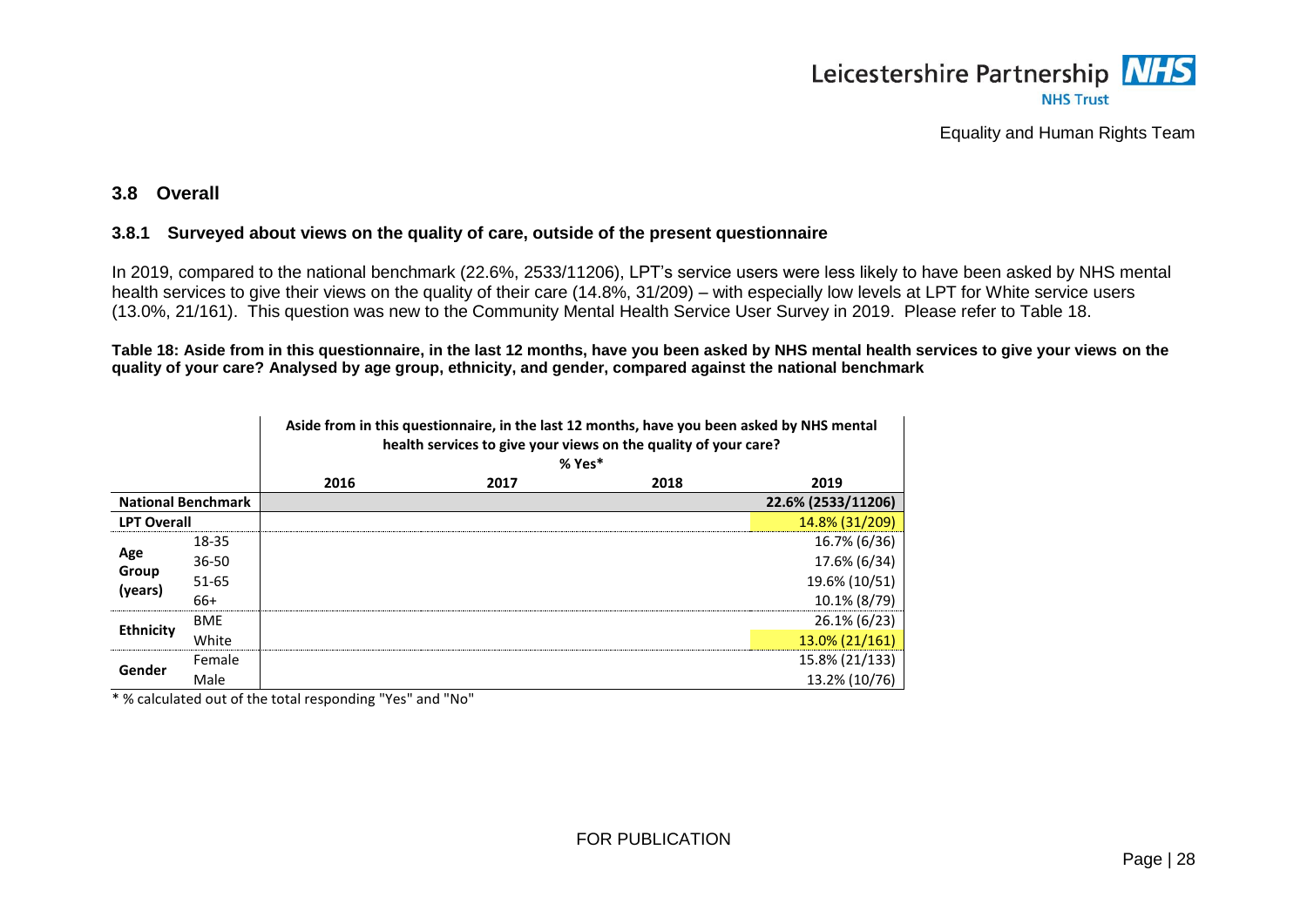## 3.8 Overall

### 3.8.1 Surveyed about views on the quality of care, outside of the present questionnaire

In 2019, compared to the national benchmark (22.6%, 2533/11206), LPT's service users were less likely to have been asked by NHS mental health services to give their views on the quality of their care (14.8%, 31/209) – with especially low levels at LPT for White service users (13.0%, 21/161). This question was new to the Community Mental Health Service User Survey in 2019. Please refer to Table 18.

**Table 18: Aside from in this questionnaire, in the last 12 months, have you been asked by NHS mental health services to give your views on the quality of your care? Analysed by age group, ethnicity, and gender, compared against the national benchmark**

| | | Aside from in this questionnaire, in the last 12 months, have you been asked by NHS mental health services to give your views on the quality of your care? % Yes* | | | |
|---|---|---|---|---|---|
| | | 2016 | 2017 | 2018 | 2019 |
| National Benchmark | | | | | 22.6% (2533/11206) |
| LPT Overall | | | | | 14.8% (31/209) |
| Age Group (years) | 18-35 | | | | 16.7% (6/36) |
| | 36-50 | | | | 17.6% (6/34) |
| | 51-65 | | | | 19.6% (10/51) |
| | 66+ | | | | 10.1% (8/79) |
| Ethnicity | BME | | | | 26.1% (6/23) |
| | White | | | | 13.0% (21/161) |
| Gender | Female | | | | 15.8% (21/133) |
| | Male | | | | 13.2% (10/76) |

* % calculated out of the total responding "Yes" and "No"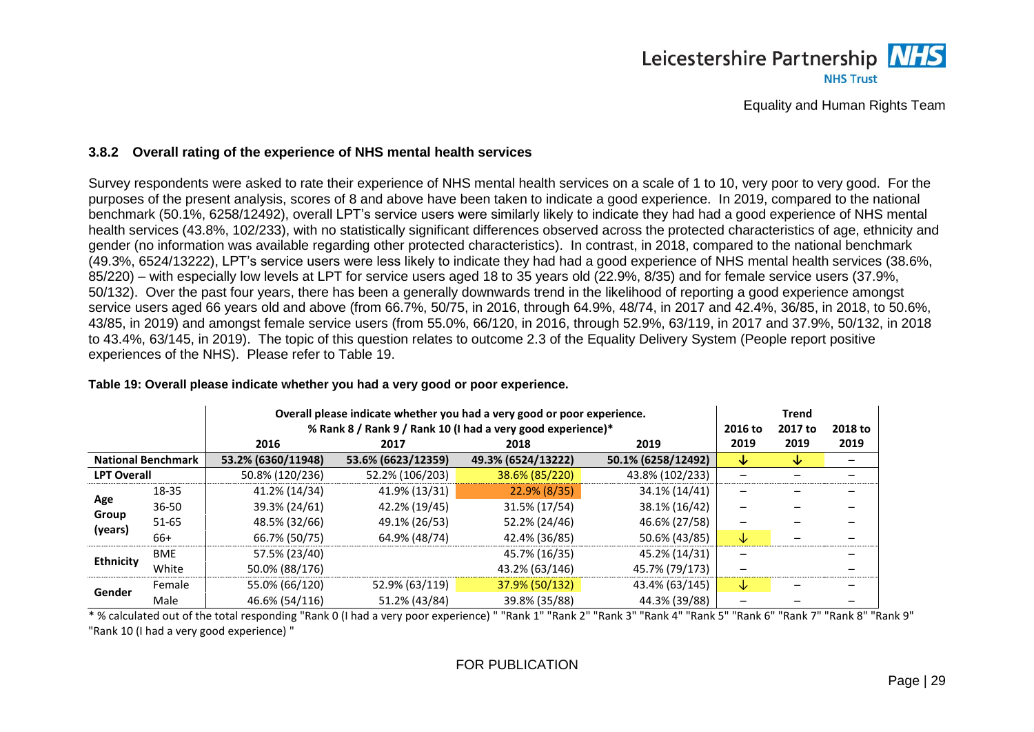### 3.8.2 Overall rating of the experience of NHS mental health services

Survey respondents were asked to rate their experience of NHS mental health services on a scale of 1 to 10, very poor to very good. For the purposes of the present analysis, scores of 8 and above have been taken to indicate a good experience. In 2019, compared to the national benchmark (50.1%, 6258/12492), overall LPT's service users were similarly likely to indicate they had had a good experience of NHS mental health services (43.8%, 102/233), with no statistically significant differences observed across the protected characteristics of age, ethnicity and gender (no information was available regarding other protected characteristics). In contrast, in 2018, compared to the national benchmark (49.3%, 6524/13222), LPT's service users were less likely to indicate they had had a good experience of NHS mental health services (38.6%, 85/220) – with especially low levels at LPT for service users aged 18 to 35 years old (22.9%, 8/35) and for female service users (37.9%, 50/132). Over the past four years, there has been a generally downwards trend in the likelihood of reporting a good experience amongst service users aged 66 years old and above (from 66.7%, 50/75, in 2016, through 64.9%, 48/74, in 2017 and 42.4%, 36/85, in 2018, to 50.6%, 43/85, in 2019) and amongst female service users (from 55.0%, 66/120, in 2016, through 52.9%, 63/119, in 2017 and 37.9%, 50/132, in 2018 to 43.4%, 63/145, in 2019). The topic of this question relates to outcome 2.3 of the Equality Delivery System (People report positive experiences of the NHS). Please refer to Table 19.

**Table 19: Overall please indicate whether you had a very good or poor experience.**

| | | Overall please indicate whether you had a very good or poor experience. % Rank 8 / Rank 9 / Rank 10 (I had a very good experience)* | | | | Trend | | |
|---|---|---|---|---|---|---|---|---|
| | | 2016 | 2017 | 2018 | 2019 | 2016 to 2019 | 2017 to 2019 | 2018 to 2019 |
| National Benchmark | | 53.2% (6360/11948) | 53.6% (6623/12359) | 49.3% (6524/13222) | 50.1% (6258/12492) | ↓ | ↓ | – |
| LPT Overall | | 50.8% (120/236) | 52.2% (106/203) | 38.6% (85/220) | 43.8% (102/233) | – | – | – |
| Age Group (years) | 18-35 | 41.2% (14/34) | 41.9% (13/31) | 22.9% (8/35) | 34.1% (14/41) | – | – | – |
| | 36-50 | 39.3% (24/61) | 42.2% (19/45) | 31.5% (17/54) | 38.1% (16/42) | – | – | – |
| | 51-65 | 48.5% (32/66) | 49.1% (26/53) | 52.2% (24/46) | 46.6% (27/58) | – | – | – |
| | 66+ | 66.7% (50/75) | 64.9% (48/74) | 42.4% (36/85) | 50.6% (43/85) | ↓ | – | – |
| Ethnicity | BME | 57.5% (23/40) | | 45.7% (16/35) | 45.2% (14/31) | – | | – |
| | White | 50.0% (88/176) | | 43.2% (63/146) | 45.7% (79/173) | – | | – |
| Gender | Female | 55.0% (66/120) | 52.9% (63/119) | 37.9% (50/132) | 43.4% (63/145) | ↓ | – | – |
| | Male | 46.6% (54/116) | 51.2% (43/84) | 39.8% (35/88) | 44.3% (39/88) | – | – | – |

* % calculated out of the total responding "Rank 0 (I had a very poor experience) " "Rank 1" "Rank 2" "Rank 3" "Rank 4" "Rank 5" "Rank 6" "Rank 7" "Rank 8" "Rank 9" "Rank 10 (I had a very good experience) "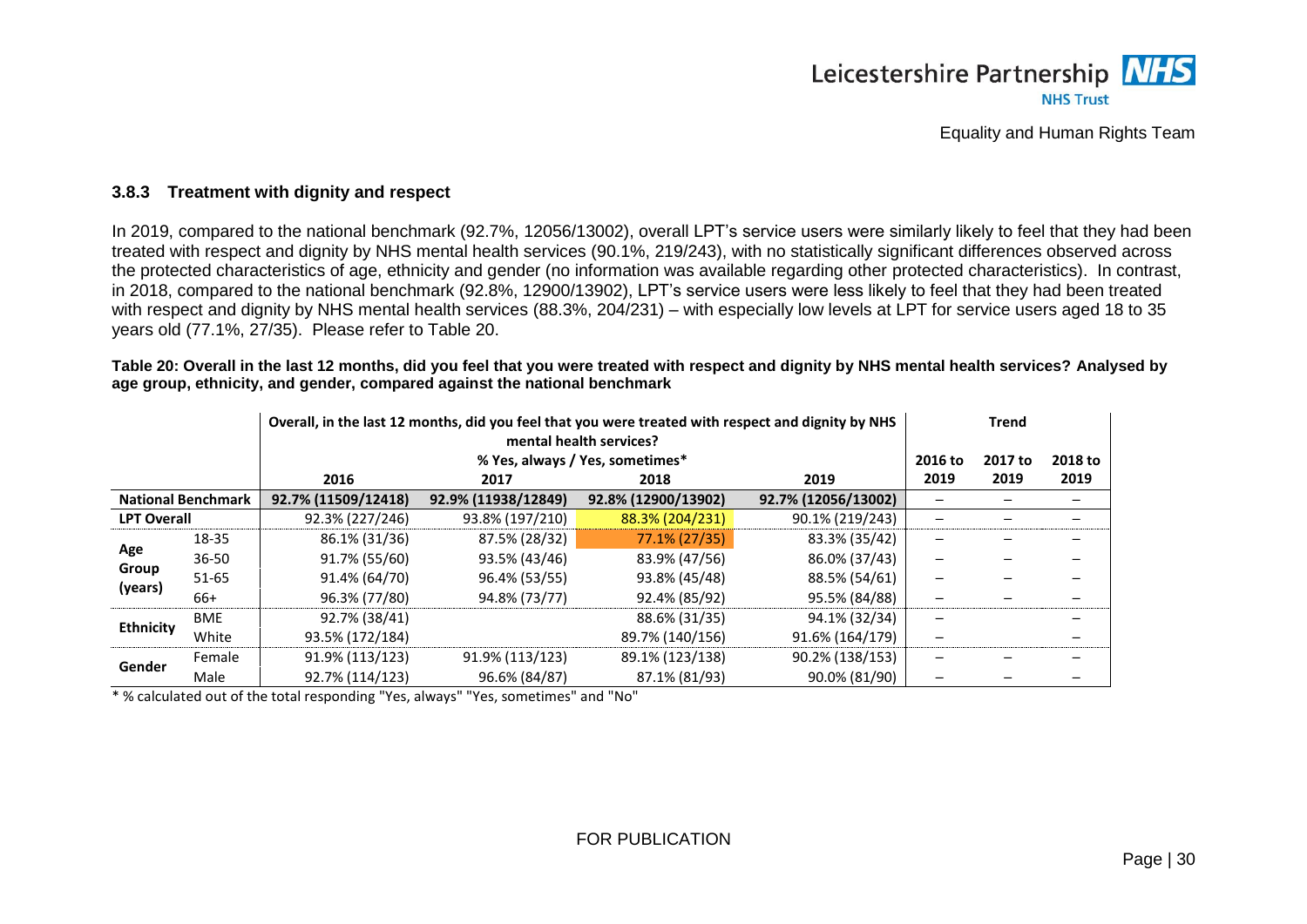### 3.8.3 Treatment with dignity and respect

In 2019, compared to the national benchmark (92.7%, 12056/13002), overall LPT's service users were similarly likely to feel that they had been treated with respect and dignity by NHS mental health services (90.1%, 219/243), with no statistically significant differences observed across the protected characteristics of age, ethnicity and gender (no information was available regarding other protected characteristics). In contrast, in 2018, compared to the national benchmark (92.8%, 12900/13902), LPT's service users were less likely to feel that they had been treated with respect and dignity by NHS mental health services (88.3%, 204/231) – with especially low levels at LPT for service users aged 18 to 35 years old (77.1%, 27/35). Please refer to Table 20.

**Table 20: Overall in the last 12 months, did you feel that you were treated with respect and dignity by NHS mental health services? Analysed by age group, ethnicity, and gender, compared against the national benchmark**

| | | Overall, in the last 12 months, did you feel that you were treated with respect and dignity by NHS mental health services? % Yes, always / Yes, sometimes* | | | | Trend | | |
|---|---|---|---|---|---|---|---|---|
| | | 2016 | 2017 | 2018 | 2019 | 2016 to 2019 | 2017 to 2019 | 2018 to 2019 |
| National Benchmark | | 92.7% (11509/12418) | 92.9% (11938/12849) | 92.8% (12900/13902) | 92.7% (12056/13002) | – | – | – |
| LPT Overall | | 92.3% (227/246) | 93.8% (197/210) | 88.3% (204/231) | 90.1% (219/243) | – | – | – |
| Age Group (years) | 18-35 | 86.1% (31/36) | 87.5% (28/32) | 77.1% (27/35) | 83.3% (35/42) | – | – | – |
| | 36-50 | 91.7% (55/60) | 93.5% (43/46) | 83.9% (47/56) | 86.0% (37/43) | – | – | – |
| | 51-65 | 91.4% (64/70) | 96.4% (53/55) | 93.8% (45/48) | 88.5% (54/61) | – | – | – |
| | 66+ | 96.3% (77/80) | 94.8% (73/77) | 92.4% (85/92) | 95.5% (84/88) | – | – | – |
| Ethnicity | BME | 92.7% (38/41) | | 88.6% (31/35) | 94.1% (32/34) | – | | – |
| | White | 93.5% (172/184) | | 89.7% (140/156) | 91.6% (164/179) | – | | – |
| Gender | Female | 91.9% (113/123) | 91.9% (113/123) | 89.1% (123/138) | 90.2% (138/153) | – | – | – |
| | Male | 92.7% (114/123) | 96.6% (84/87) | 87.1% (81/93) | 90.0% (81/90) | – | – | – |

\* % calculated out of the total responding "Yes, always" "Yes, sometimes" and "No"

FOR PUBLICATION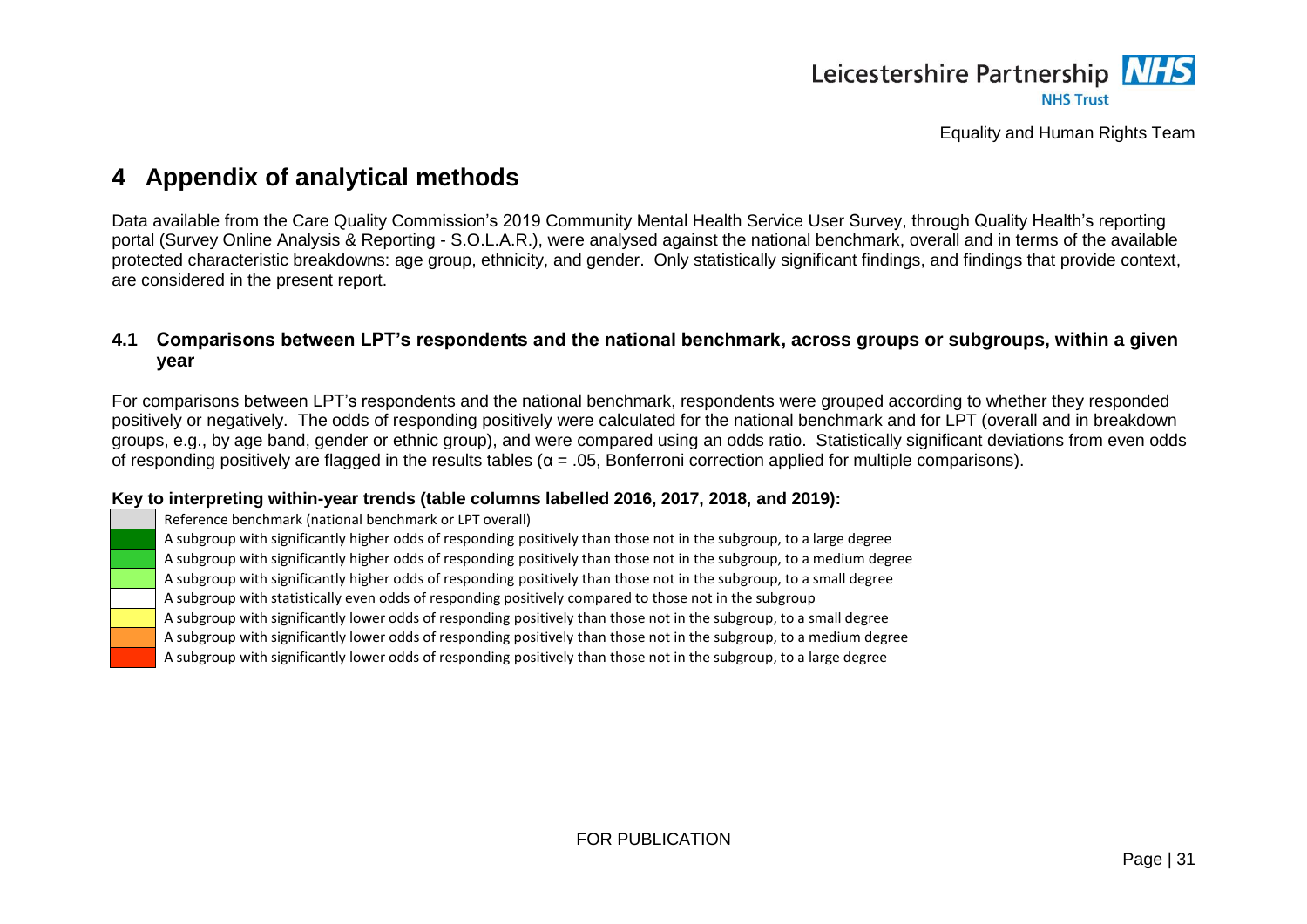# 4 Appendix of analytical methods

Data available from the Care Quality Commission's 2019 Community Mental Health Service User Survey, through Quality Health's reporting portal (Survey Online Analysis & Reporting - S.O.L.A.R.), were analysed against the national benchmark, overall and in terms of the available protected characteristic breakdowns: age group, ethnicity, and gender. Only statistically significant findings, and findings that provide context, are considered in the present report.

## 4.1 Comparisons between LPT's respondents and the national benchmark, across groups or subgroups, within a given year

For comparisons between LPT's respondents and the national benchmark, respondents were grouped according to whether they responded positively or negatively. The odds of responding positively were calculated for the national benchmark and for LPT (overall and in breakdown groups, e.g., by age band, gender or ethnic group), and were compared using an odds ratio. Statistically significant deviations from even odds of responding positively are flagged in the results tables ($\alpha = .05$, Bonferroni correction applied for multiple comparisons).

**Key to interpreting within-year trends (table columns labelled 2016, 2017, 2018, and 2019):**

| Colour | Meaning |
|---|---|
| Grey | Reference benchmark (national benchmark or LPT overall) |
| Dark green | A subgroup with significantly higher odds of responding positively than those not in the subgroup, to a large degree |
| Medium green | A subgroup with significantly higher odds of responding positively than those not in the subgroup, to a medium degree |
| Light green | A subgroup with significantly higher odds of responding positively than those not in the subgroup, to a small degree |
| White | A subgroup with statistically even odds of responding positively compared to those not in the subgroup |
| Yellow | A subgroup with significantly lower odds of responding positively than those not in the subgroup, to a small degree |
| Orange | A subgroup with significantly lower odds of responding positively than those not in the subgroup, to a medium degree |
| Red | A subgroup with significantly lower odds of responding positively than those not in the subgroup, to a large degree |

FOR PUBLICATION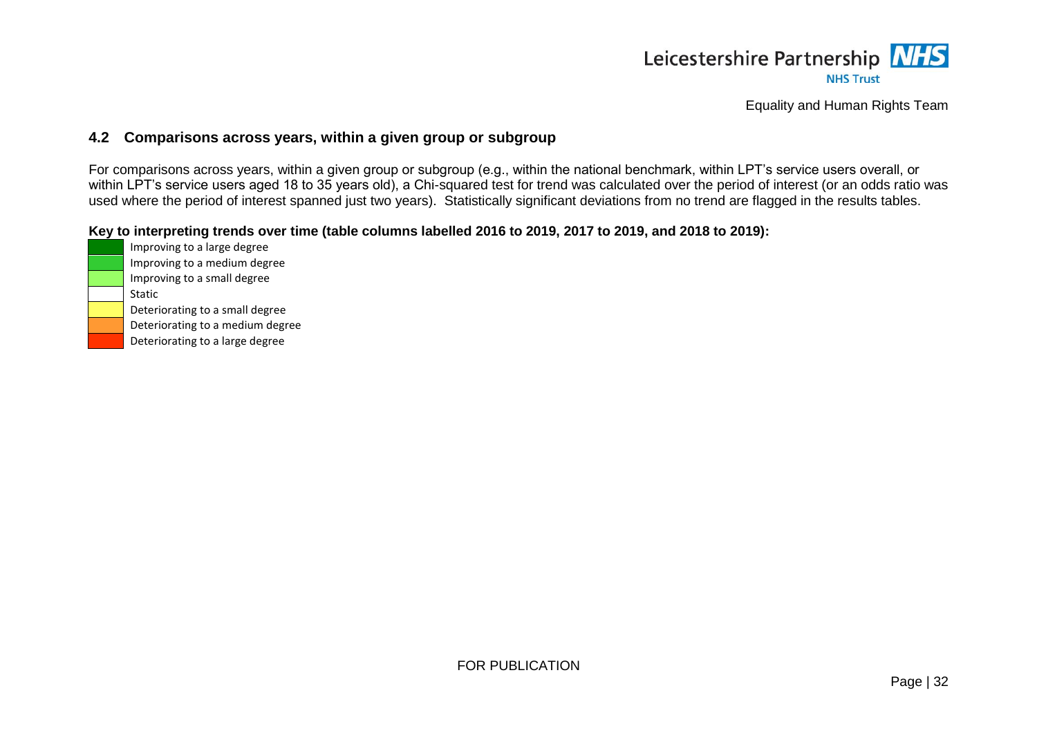## 4.2 Comparisons across years, within a given group or subgroup

For comparisons across years, within a given group or subgroup (e.g., within the national benchmark, within LPT's service users overall, or within LPT's service users aged 18 to 35 years old), a Chi-squared test for trend was calculated over the period of interest (or an odds ratio was used where the period of interest spanned just two years). Statistically significant deviations from no trend are flagged in the results tables.

**Key to interpreting trends over time (table columns labelled 2016 to 2019, 2017 to 2019, and 2018 to 2019):**

- Improving to a large degree
- Improving to a medium degree
- Improving to a small degree
- Static
- Deteriorating to a small degree
- Deteriorating to a medium degree
- Deteriorating to a large degree

FOR PUBLICATION